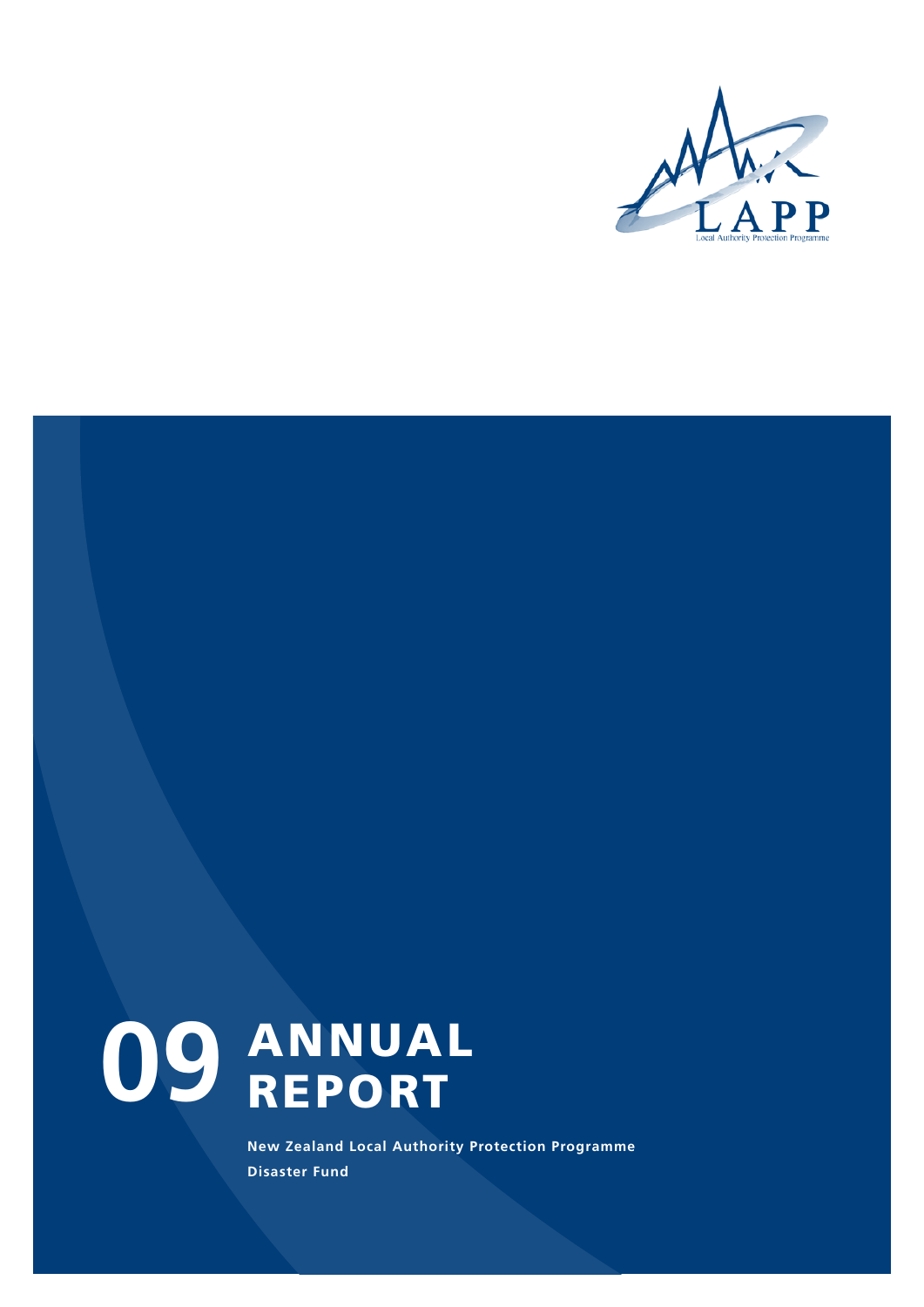LAPP

Local Authority Protection Programme

# 09 ANNUAL REPORT

**New Zealand Local Authority Protection Programme**

**Disaster Fund**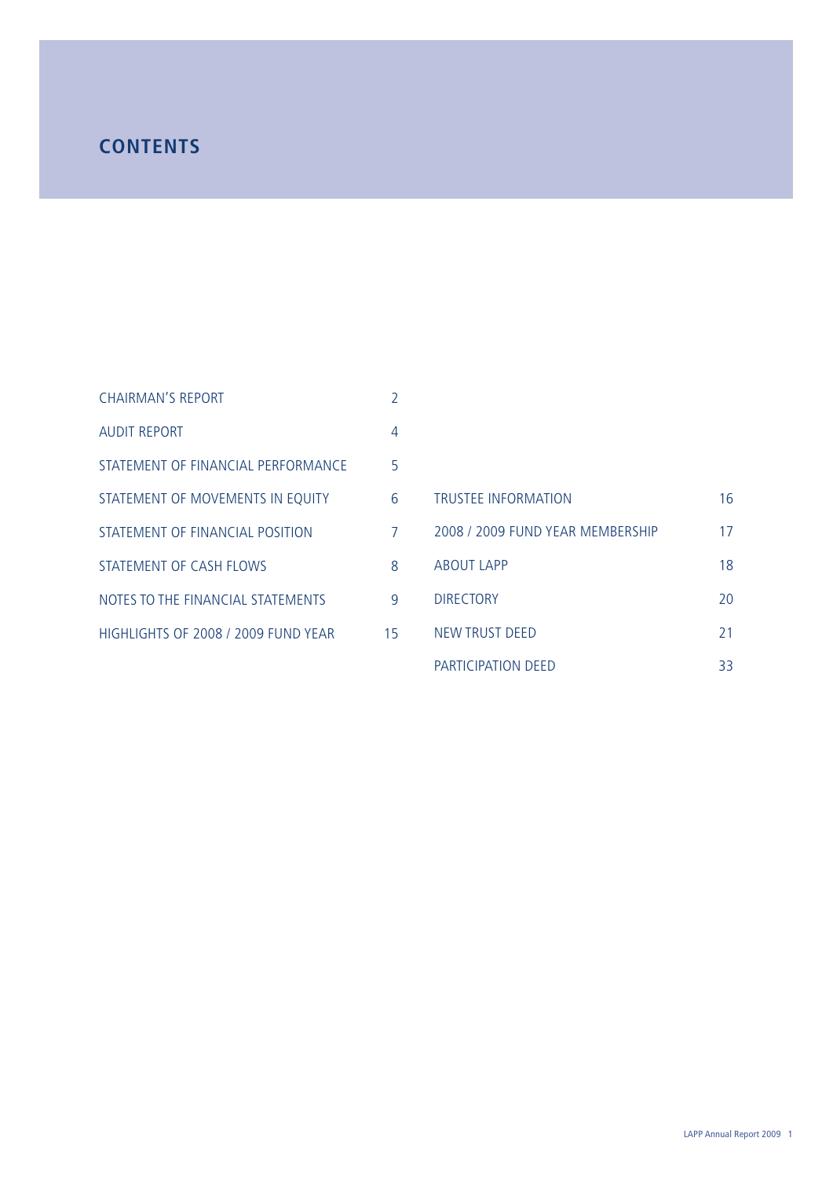# CONTENTS

| | |
|---|---|
| CHAIRMAN'S REPORT | 2 |
| AUDIT REPORT | 4 |
| STATEMENT OF FINANCIAL PERFORMANCE | 5 |
| STATEMENT OF MOVEMENTS IN EQUITY | 6 |
| STATEMENT OF FINANCIAL POSITION | 7 |
| STATEMENT OF CASH FLOWS | 8 |
| NOTES TO THE FINANCIAL STATEMENTS | 9 |
| HIGHLIGHTS OF 2008 / 2009 FUND YEAR | 15 |
| TRUSTEE INFORMATION | 16 |
| 2008 / 2009 FUND YEAR MEMBERSHIP | 17 |
| ABOUT LAPP | 18 |
| DIRECTORY | 20 |
| NEW TRUST DEED | 21 |
| PARTICIPATION DEED | 33 |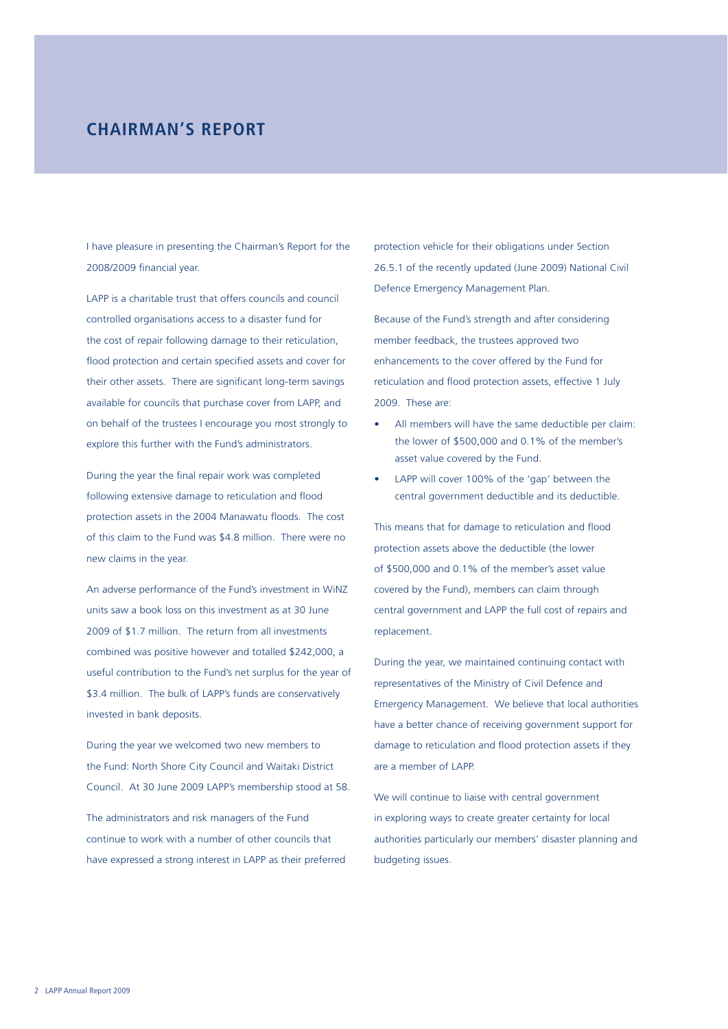# CHAIRMAN'S REPORT

I have pleasure in presenting the Chairman's Report for the 2008/2009 financial year.

LAPP is a charitable trust that offers councils and council controlled organisations access to a disaster fund for the cost of repair following damage to their reticulation, flood protection and certain specified assets and cover for their other assets. There are significant long-term savings available for councils that purchase cover from LAPP, and on behalf of the trustees I encourage you most strongly to explore this further with the Fund's administrators.

During the year the final repair work was completed following extensive damage to reticulation and flood protection assets in the 2004 Manawatu floods. The cost of this claim to the Fund was $4.8 million. There were no new claims in the year.

An adverse performance of the Fund's investment in WiNZ units saw a book loss on this investment as at 30 June 2009 of $1.7 million. The return from all investments combined was positive however and totalled $242,000, a useful contribution to the Fund's net surplus for the year of $3.4 million. The bulk of LAPP's funds are conservatively invested in bank deposits.

During the year we welcomed two new members to the Fund: North Shore City Council and Waitaki District Council. At 30 June 2009 LAPP's membership stood at 58.

The administrators and risk managers of the Fund continue to work with a number of other councils that have expressed a strong interest in LAPP as their preferred protection vehicle for their obligations under Section 26.5.1 of the recently updated (June 2009) National Civil Defence Emergency Management Plan.

Because of the Fund's strength and after considering member feedback, the trustees approved two enhancements to the cover offered by the Fund for reticulation and flood protection assets, effective 1 July 2009. These are:

- All members will have the same deductible per claim: the lower of $500,000 and 0.1% of the member's asset value covered by the Fund.
- LAPP will cover 100% of the 'gap' between the central government deductible and its deductible.

This means that for damage to reticulation and flood protection assets above the deductible (the lower of $500,000 and 0.1% of the member's asset value covered by the Fund), members can claim through central government and LAPP the full cost of repairs and replacement.

During the year, we maintained continuing contact with representatives of the Ministry of Civil Defence and Emergency Management. We believe that local authorities have a better chance of receiving government support for damage to reticulation and flood protection assets if they are a member of LAPP.

We will continue to liaise with central government in exploring ways to create greater certainty for local authorities particularly our members' disaster planning and budgeting issues.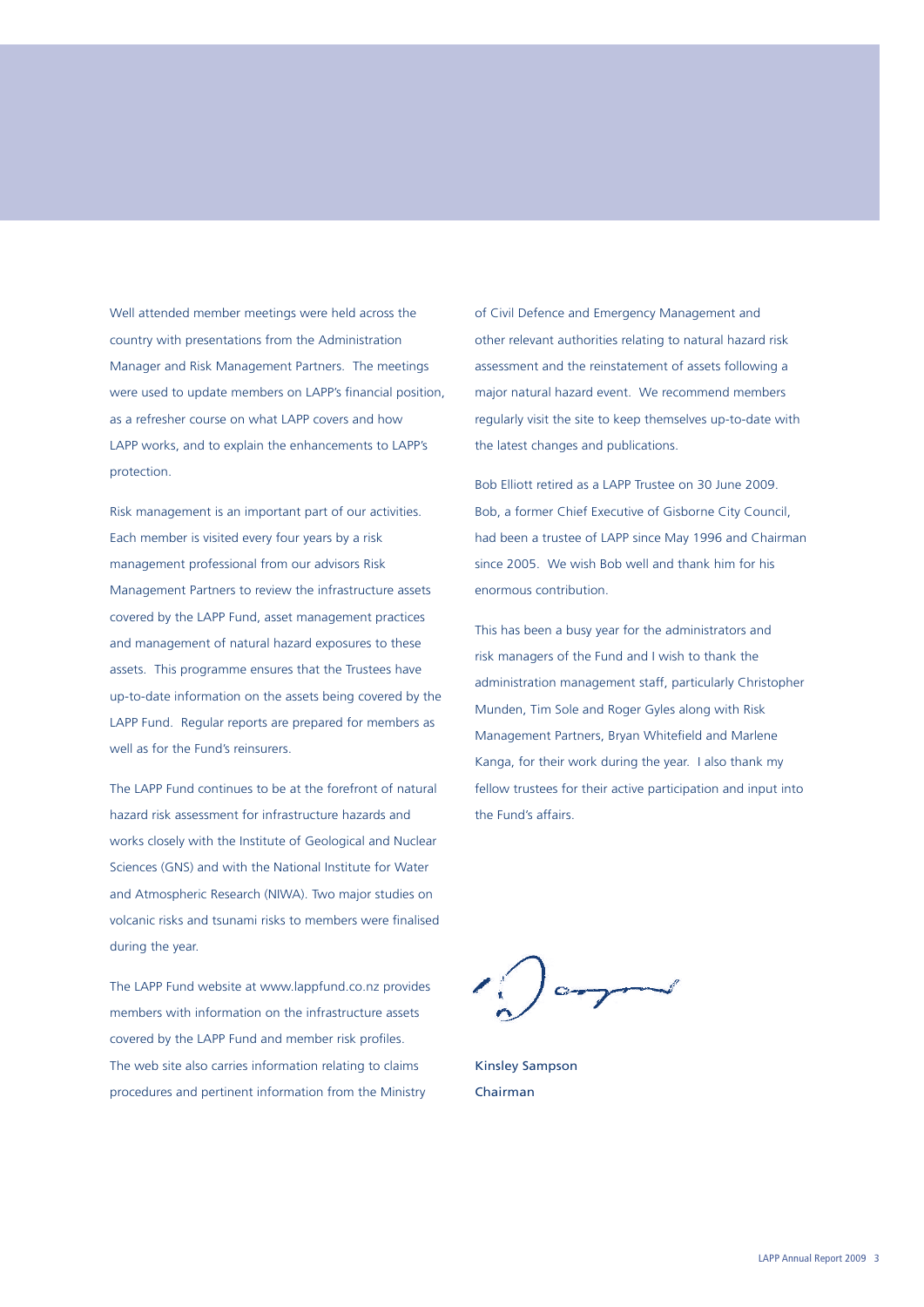Well attended member meetings were held across the country with presentations from the Administration Manager and Risk Management Partners. The meetings were used to update members on LAPP's financial position, as a refresher course on what LAPP covers and how LAPP works, and to explain the enhancements to LAPP's protection.

Risk management is an important part of our activities. Each member is visited every four years by a risk management professional from our advisors Risk Management Partners to review the infrastructure assets covered by the LAPP Fund, asset management practices and management of natural hazard exposures to these assets. This programme ensures that the Trustees have up-to-date information on the assets being covered by the LAPP Fund. Regular reports are prepared for members as well as for the Fund's reinsurers.

The LAPP Fund continues to be at the forefront of natural hazard risk assessment for infrastructure hazards and works closely with the Institute of Geological and Nuclear Sciences (GNS) and with the National Institute for Water and Atmospheric Research (NIWA). Two major studies on volcanic risks and tsunami risks to members were finalised during the year.

The LAPP Fund website at www.lappfund.co.nz provides members with information on the infrastructure assets covered by the LAPP Fund and member risk profiles. The web site also carries information relating to claims procedures and pertinent information from the Ministry of Civil Defence and Emergency Management and other relevant authorities relating to natural hazard risk assessment and the reinstatement of assets following a major natural hazard event. We recommend members regularly visit the site to keep themselves up-to-date with the latest changes and publications.

Bob Elliott retired as a LAPP Trustee on 30 June 2009. Bob, a former Chief Executive of Gisborne City Council, had been a trustee of LAPP since May 1996 and Chairman since 2005. We wish Bob well and thank him for his enormous contribution.

This has been a busy year for the administrators and risk managers of the Fund and I wish to thank the administration management staff, particularly Christopher Munden, Tim Sole and Roger Gyles along with Risk Management Partners, Bryan Whitefield and Marlene Kanga, for their work during the year. I also thank my fellow trustees for their active participation and input into the Fund's affairs.

Kinsley Sampson
Chairman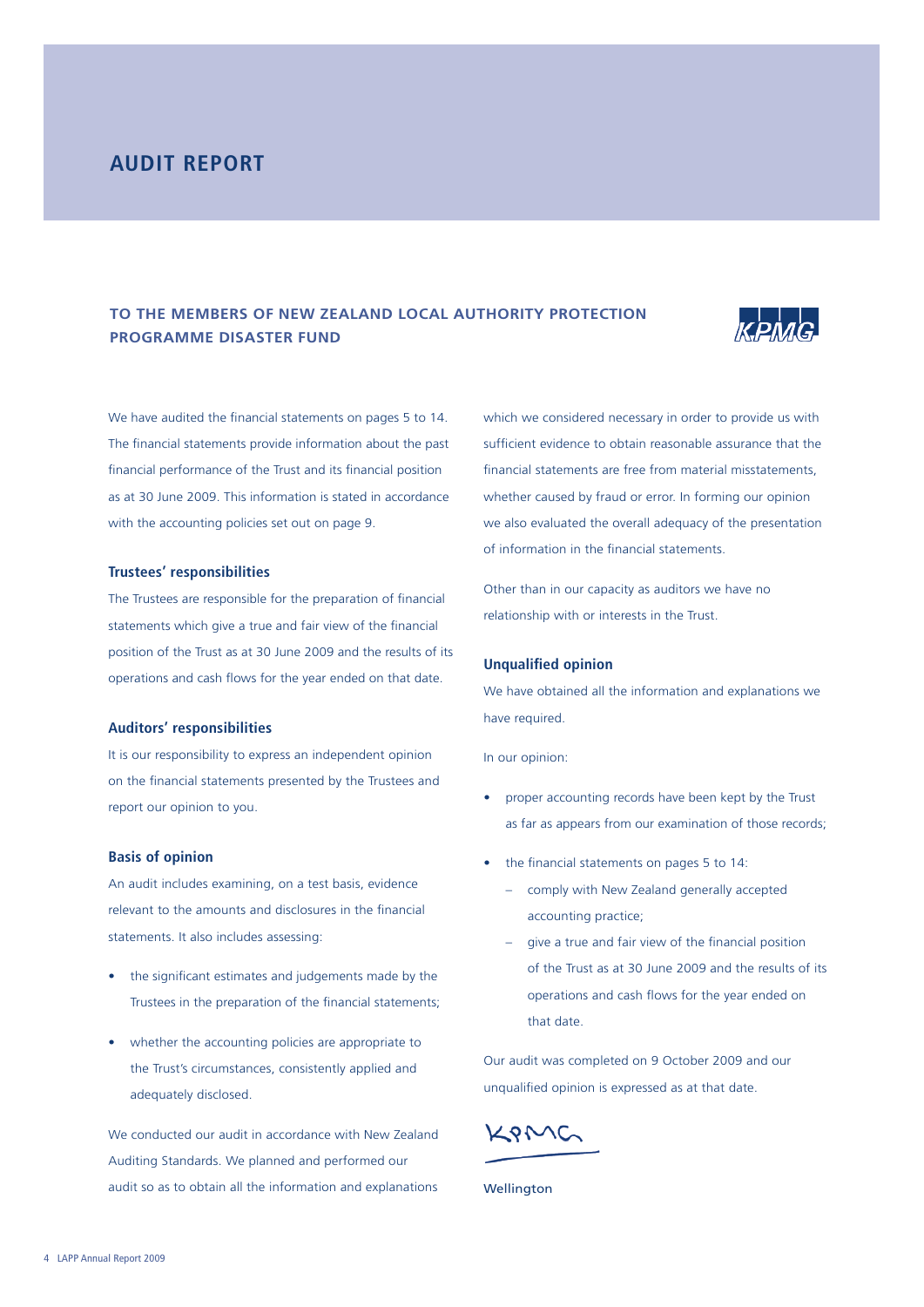# AUDIT REPORT

## TO THE MEMBERS OF NEW ZEALAND LOCAL AUTHORITY PROTECTION PROGRAMME DISASTER FUND

We have audited the financial statements on pages 5 to 14. The financial statements provide information about the past financial performance of the Trust and its financial position as at 30 June 2009. This information is stated in accordance with the accounting policies set out on page 9.

### Trustees' responsibilities

The Trustees are responsible for the preparation of financial statements which give a true and fair view of the financial position of the Trust as at 30 June 2009 and the results of its operations and cash flows for the year ended on that date.

### Auditors' responsibilities

It is our responsibility to express an independent opinion on the financial statements presented by the Trustees and report our opinion to you.

### Basis of opinion

An audit includes examining, on a test basis, evidence relevant to the amounts and disclosures in the financial statements. It also includes assessing:

- the significant estimates and judgements made by the Trustees in the preparation of the financial statements;
- whether the accounting policies are appropriate to the Trust's circumstances, consistently applied and adequately disclosed.

We conducted our audit in accordance with New Zealand Auditing Standards. We planned and performed our audit so as to obtain all the information and explanations which we considered necessary in order to provide us with sufficient evidence to obtain reasonable assurance that the financial statements are free from material misstatements, whether caused by fraud or error. In forming our opinion we also evaluated the overall adequacy of the presentation of information in the financial statements.

Other than in our capacity as auditors we have no relationship with or interests in the Trust.

### Unqualified opinion

We have obtained all the information and explanations we have required.

In our opinion:

- proper accounting records have been kept by the Trust as far as appears from our examination of those records;
- the financial statements on pages 5 to 14:
  - comply with New Zealand generally accepted accounting practice;
  - give a true and fair view of the financial position of the Trust as at 30 June 2009 and the results of its operations and cash flows for the year ended on that date.

Our audit was completed on 9 October 2009 and our unqualified opinion is expressed as at that date.

KPMG

Wellington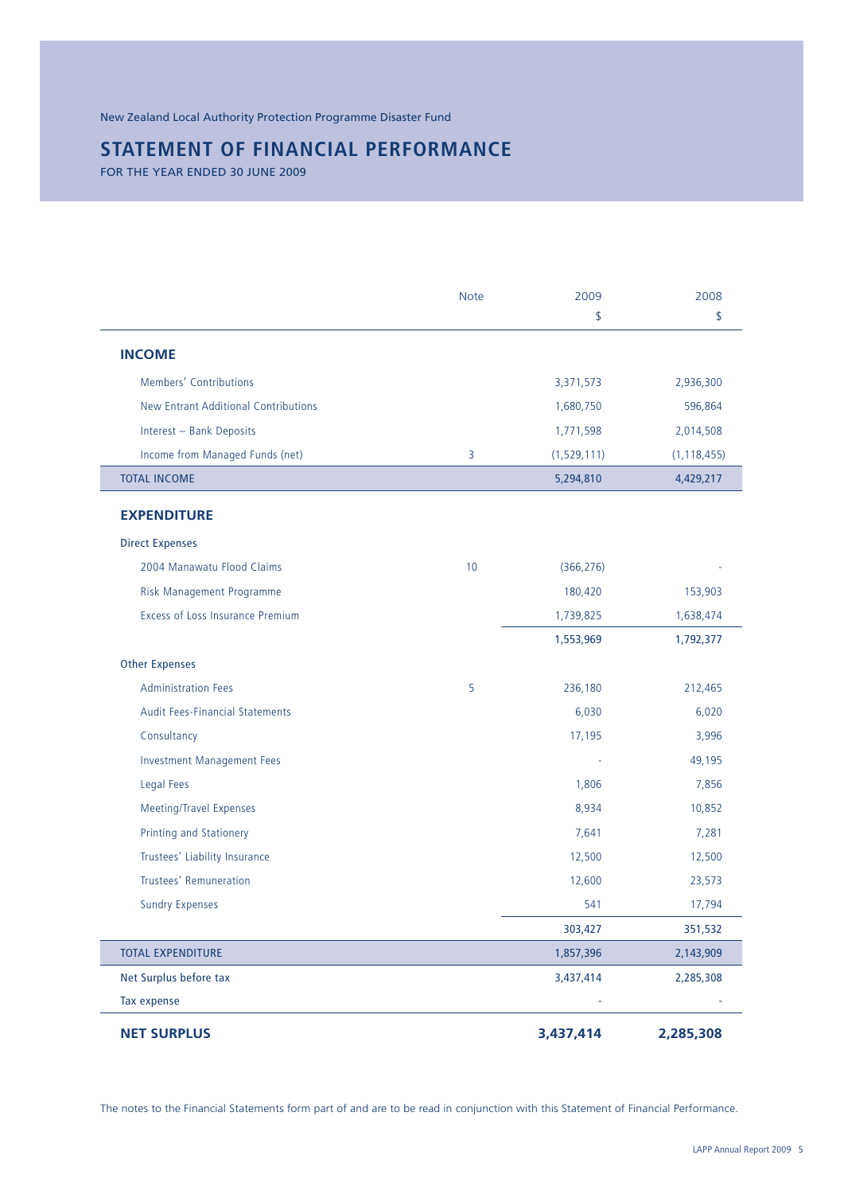New Zealand Local Authority Protection Programme Disaster Fund

# STATEMENT OF FINANCIAL PERFORMANCE

FOR THE YEAR ENDED 30 JUNE 2009

| | Note | 2009<br>$ | 2008<br>$ |
|---|---|---|---|
| **INCOME** | | | |
| Members' Contributions | | 3,371,573 | 2,936,300 |
| New Entrant Additional Contributions | | 1,680,750 | 596,864 |
| Interest – Bank Deposits | | 1,771,598 | 2,014,508 |
| Income from Managed Funds (net) | 3 | (1,529,111) | (1,118,455) |
| TOTAL INCOME | | 5,294,810 | 4,429,217 |
| **EXPENDITURE** | | | |
| Direct Expenses | | | |
| 2004 Manawatu Flood Claims | 10 | (366,276) | - |
| Risk Management Programme | | 180,420 | 153,903 |
| Excess of Loss Insurance Premium | | 1,739,825 | 1,638,474 |
| | | 1,553,969 | 1,792,377 |
| Other Expenses | | | |
| Administration Fees | 5 | 236,180 | 212,465 |
| Audit Fees-Financial Statements | | 6,030 | 6,020 |
| Consultancy | | 17,195 | 3,996 |
| Investment Management Fees | | - | 49,195 |
| Legal Fees | | 1,806 | 7,856 |
| Meeting/Travel Expenses | | 8,934 | 10,852 |
| Printing and Stationery | | 7,641 | 7,281 |
| Trustees' Liability Insurance | | 12,500 | 12,500 |
| Trustees' Remuneration | | 12,600 | 23,573 |
| Sundry Expenses | | 541 | 17,794 |
| | | 303,427 | 351,532 |
| TOTAL EXPENDITURE | | 1,857,396 | 2,143,909 |
| Net Surplus before tax | | 3,437,414 | 2,285,308 |
| Tax expense | | - | - |
| **NET SURPLUS** | | **3,437,414** | **2,285,308** |

The notes to the Financial Statements form part of and are to be read in conjunction with this Statement of Financial Performance.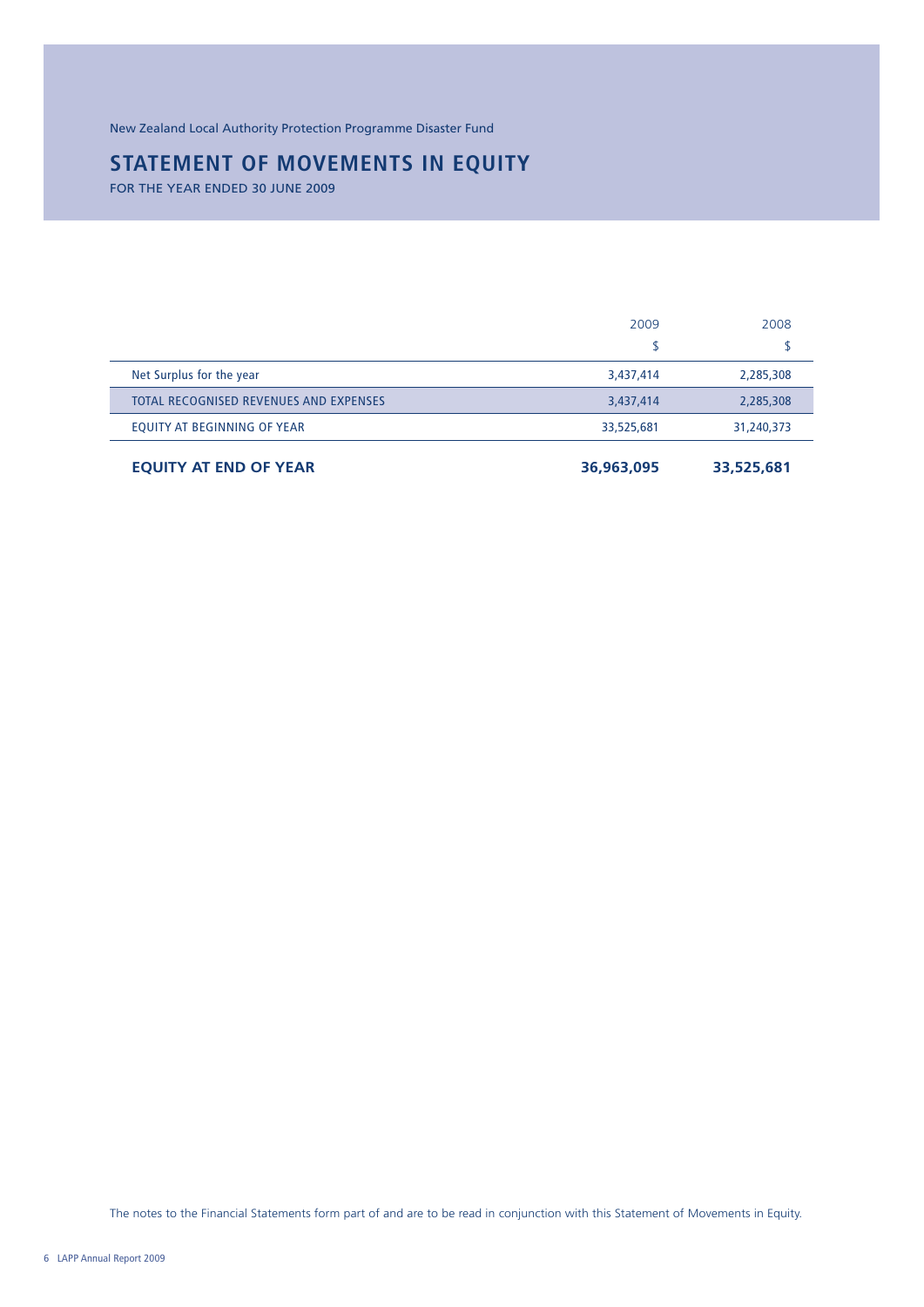New Zealand Local Authority Protection Programme Disaster Fund

# STATEMENT OF MOVEMENTS IN EQUITY

FOR THE YEAR ENDED 30 JUNE 2009

| | 2009 | 2008 |
|---|---|---|
| | $ | $ |
| Net Surplus for the year | 3,437,414 | 2,285,308 |
| TOTAL RECOGNISED REVENUES AND EXPENSES | 3,437,414 | 2,285,308 |
| EQUITY AT BEGINNING OF YEAR | 33,525,681 | 31,240,373 |
| **EQUITY AT END OF YEAR** | **36,963,095** | **33,525,681** |

The notes to the Financial Statements form part of and are to be read in conjunction with this Statement of Movements in Equity.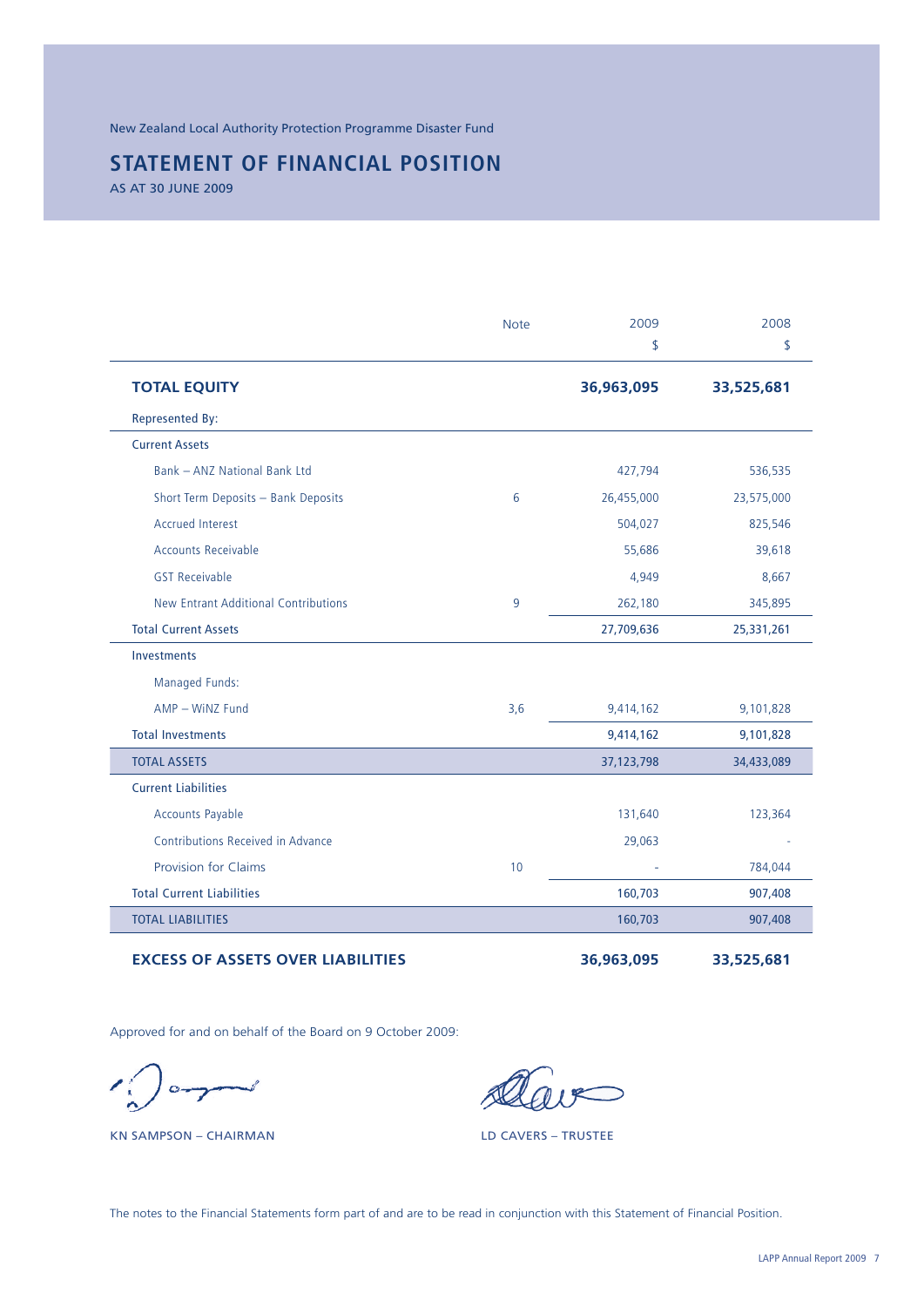New Zealand Local Authority Protection Programme Disaster Fund

# STATEMENT OF FINANCIAL POSITION

AS AT 30 JUNE 2009

| | Note | 2009<br>$ | 2008<br>$ |
|---|---|---|---|
| **TOTAL EQUITY** | | **36,963,095** | **33,525,681** |
| Represented By: | | | |
| Current Assets | | | |
| Bank – ANZ National Bank Ltd | | 427,794 | 536,535 |
| Short Term Deposits – Bank Deposits | 6 | 26,455,000 | 23,575,000 |
| Accrued Interest | | 504,027 | 825,546 |
| Accounts Receivable | | 55,686 | 39,618 |
| GST Receivable | | 4,949 | 8,667 |
| New Entrant Additional Contributions | 9 | 262,180 | 345,895 |
| Total Current Assets | | 27,709,636 | 25,331,261 |
| Investments | | | |
| Managed Funds: | | | |
| AMP – WiNZ Fund | 3,6 | 9,414,162 | 9,101,828 |
| Total Investments | | 9,414,162 | 9,101,828 |
| TOTAL ASSETS | | 37,123,798 | 34,433,089 |
| Current Liabilities | | | |
| Accounts Payable | | 131,640 | 123,364 |
| Contributions Received in Advance | | 29,063 | - |
| Provision for Claims | 10 | - | 784,044 |
| Total Current Liabilities | | 160,703 | 907,408 |
| TOTAL LIABILITIES | | 160,703 | 907,408 |
| **EXCESS OF ASSETS OVER LIABILITIES** | | **36,963,095** | **33,525,681** |

Approved for and on behalf of the Board on 9 October 2009:

KN SAMPSON – CHAIRMAN

LD CAVERS – TRUSTEE

The notes to the Financial Statements form part of and are to be read in conjunction with this Statement of Financial Position.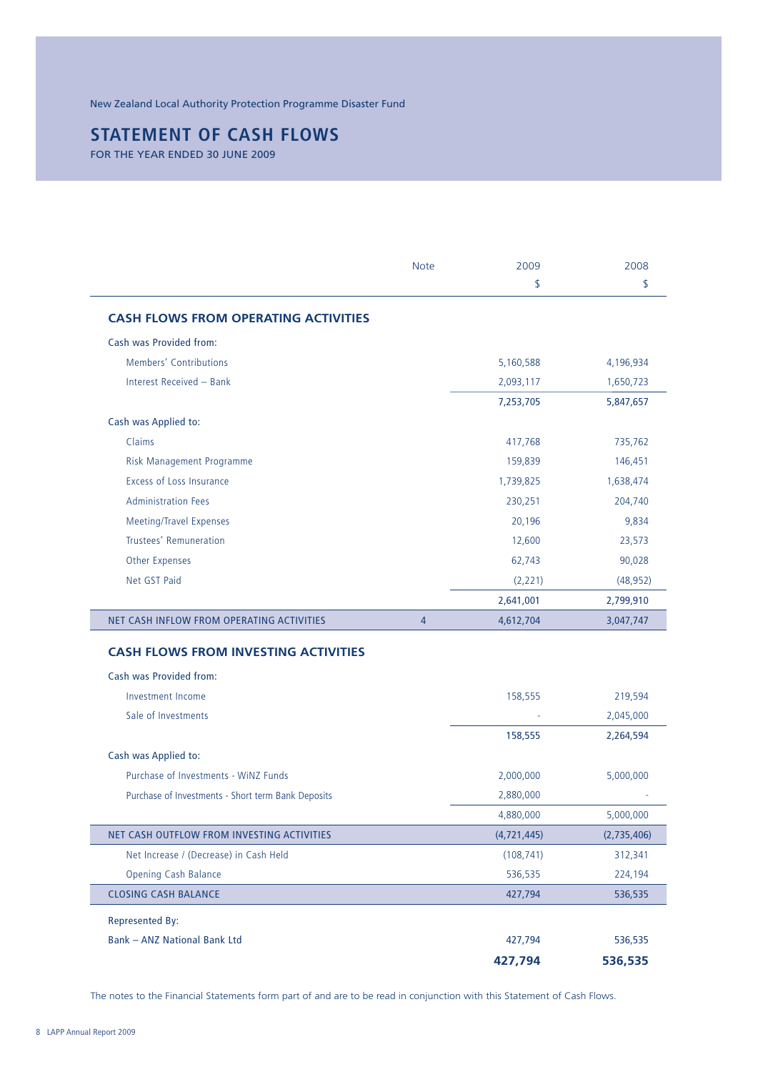New Zealand Local Authority Protection Programme Disaster Fund

# STATEMENT OF CASH FLOWS

FOR THE YEAR ENDED 30 JUNE 2009

| | Note | 2009 | 2008 |
|---|---|---|---|
| | | $ | $ |
| **CASH FLOWS FROM OPERATING ACTIVITIES** | | | |
| Cash was Provided from: | | | |
| Members' Contributions | | 5,160,588 | 4,196,934 |
| Interest Received – Bank | | 2,093,117 | 1,650,723 |
| | | 7,253,705 | 5,847,657 |
| Cash was Applied to: | | | |
| Claims | | 417,768 | 735,762 |
| Risk Management Programme | | 159,839 | 146,451 |
| Excess of Loss Insurance | | 1,739,825 | 1,638,474 |
| Administration Fees | | 230,251 | 204,740 |
| Meeting/Travel Expenses | | 20,196 | 9,834 |
| Trustees' Remuneration | | 12,600 | 23,573 |
| Other Expenses | | 62,743 | 90,028 |
| Net GST Paid | | (2,221) | (48,952) |
| | | 2,641,001 | 2,799,910 |
| NET CASH INFLOW FROM OPERATING ACTIVITIES | 4 | 4,612,704 | 3,047,747 |
| **CASH FLOWS FROM INVESTING ACTIVITIES** | | | |
| Cash was Provided from: | | | |
| Investment Income | | 158,555 | 219,594 |
| Sale of Investments | | - | 2,045,000 |
| | | 158,555 | 2,264,594 |
| Cash was Applied to: | | | |
| Purchase of Investments - WiNZ Funds | | 2,000,000 | 5,000,000 |
| Purchase of Investments - Short term Bank Deposits | | 2,880,000 | - |
| | | 4,880,000 | 5,000,000 |
| NET CASH OUTFLOW FROM INVESTING ACTIVITIES | | (4,721,445) | (2,735,406) |
| Net Increase / (Decrease) in Cash Held | | (108,741) | 312,341 |
| Opening Cash Balance | | 536,535 | 224,194 |
| CLOSING CASH BALANCE | | 427,794 | 536,535 |
| Represented By: | | | |
| Bank – ANZ National Bank Ltd | | 427,794 | 536,535 |
| | | **427,794** | **536,535** |

The notes to the Financial Statements form part of and are to be read in conjunction with this Statement of Cash Flows.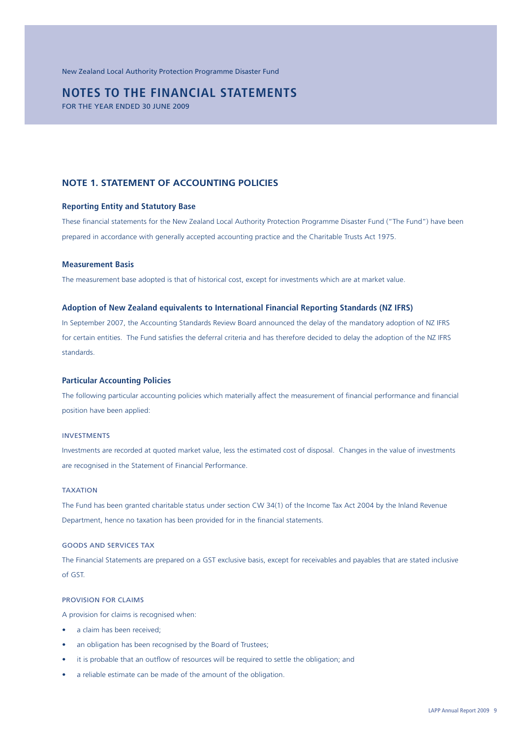New Zealand Local Authority Protection Programme Disaster Fund

# NOTES TO THE FINANCIAL STATEMENTS

FOR THE YEAR ENDED 30 JUNE 2009

## NOTE 1. STATEMENT OF ACCOUNTING POLICIES

### Reporting Entity and Statutory Base

These financial statements for the New Zealand Local Authority Protection Programme Disaster Fund ("The Fund") have been prepared in accordance with generally accepted accounting practice and the Charitable Trusts Act 1975.

### Measurement Basis

The measurement base adopted is that of historical cost, except for investments which are at market value.

### Adoption of New Zealand equivalents to International Financial Reporting Standards (NZ IFRS)

In September 2007, the Accounting Standards Review Board announced the delay of the mandatory adoption of NZ IFRS for certain entities. The Fund satisfies the deferral criteria and has therefore decided to delay the adoption of the NZ IFRS standards.

### Particular Accounting Policies

The following particular accounting policies which materially affect the measurement of financial performance and financial position have been applied:

#### INVESTMENTS

Investments are recorded at quoted market value, less the estimated cost of disposal. Changes in the value of investments are recognised in the Statement of Financial Performance.

#### TAXATION

The Fund has been granted charitable status under section CW 34(1) of the Income Tax Act 2004 by the Inland Revenue Department, hence no taxation has been provided for in the financial statements.

#### GOODS AND SERVICES TAX

The Financial Statements are prepared on a GST exclusive basis, except for receivables and payables that are stated inclusive of GST.

#### PROVISION FOR CLAIMS

A provision for claims is recognised when:

- a claim has been received;
- an obligation has been recognised by the Board of Trustees;
- it is probable that an outflow of resources will be required to settle the obligation; and
- a reliable estimate can be made of the amount of the obligation.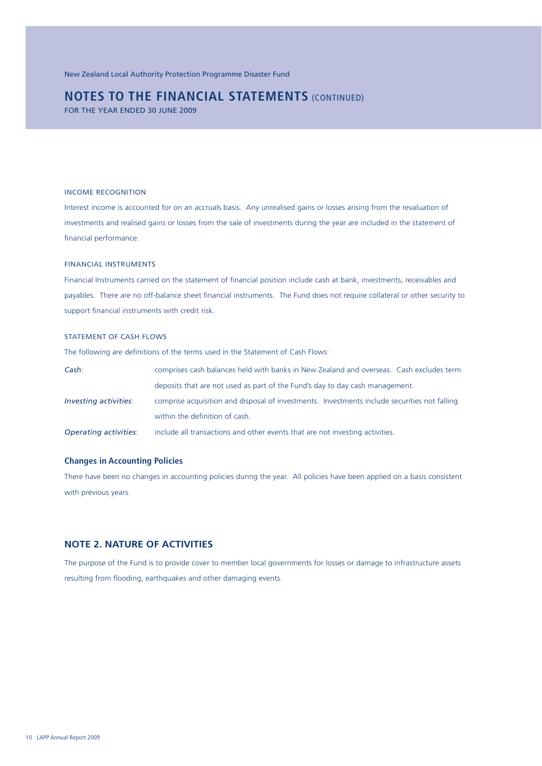New Zealand Local Authority Protection Programme Disaster Fund

# NOTES TO THE FINANCIAL STATEMENTS (CONTINUED)

FOR THE YEAR ENDED 30 JUNE 2009

### INCOME RECOGNITION

Interest income is accounted for on an accruals basis. Any unrealised gains or losses arising from the revaluation of investments and realised gains or losses from the sale of investments during the year are included in the statement of financial performance.

### FINANCIAL INSTRUMENTS

Financial Instruments carried on the statement of financial position include cash at bank, investments, receivables and payables. There are no off-balance sheet financial instruments. The Fund does not require collateral or other security to support financial instruments with credit risk.

### STATEMENT OF CASH FLOWS

The following are definitions of the terms used in the Statement of Cash Flows:

*Cash*: comprises cash balances held with banks in New Zealand and overseas. Cash excludes term deposits that are not used as part of the Fund's day to day cash management.

*Investing activities*: comprise acquisition and disposal of investments. Investments include securities not falling within the definition of cash.

*Operating activities*: include all transactions and other events that are not investing activities.

### Changes in Accounting Policies

There have been no changes in accounting policies during the year. All policies have been applied on a basis consistent with previous years.

## NOTE 2. NATURE OF ACTIVITIES

The purpose of the Fund is to provide cover to member local governments for losses or damage to infrastructure assets resulting from flooding, earthquakes and other damaging events.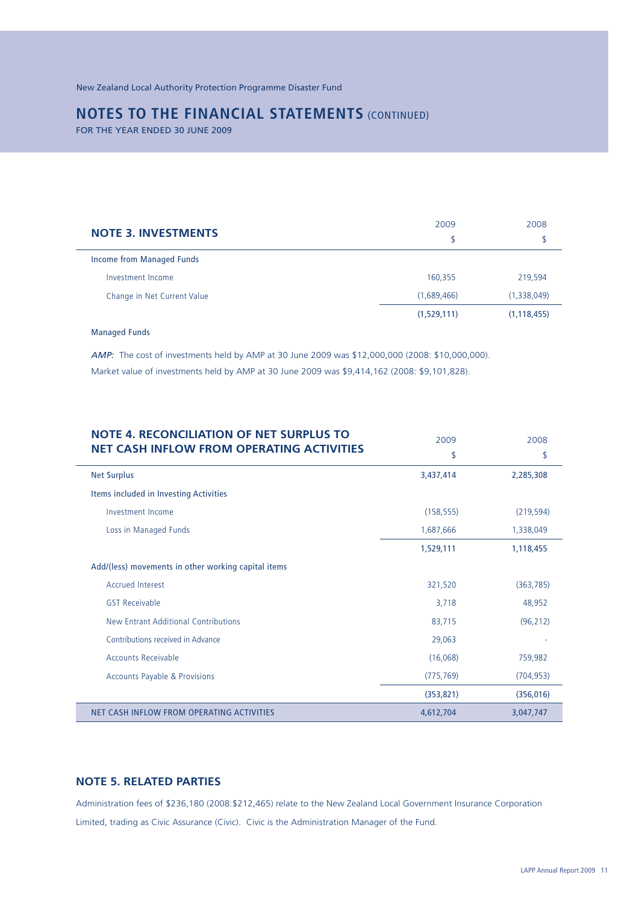New Zealand Local Authority Protection Programme Disaster Fund

# NOTES TO THE FINANCIAL STATEMENTS (CONTINUED)

FOR THE YEAR ENDED 30 JUNE 2009

## NOTE 3. INVESTMENTS

| | 2009 $ | 2008 $ |
|---|---|---|
| **Income from Managed Funds** | | |
| Investment Income | 160,355 | 219,594 |
| Change in Net Current Value | (1,689,466) | (1,338,049) |
| | (1,529,111) | (1,118,455) |

Managed Funds

***AMP:*** The cost of investments held by AMP at 30 June 2009 was $12,000,000 (2008: $10,000,000). Market value of investments held by AMP at 30 June 2009 was $9,414,162 (2008: $9,101,828).

## NOTE 4. RECONCILIATION OF NET SURPLUS TO NET CASH INFLOW FROM OPERATING ACTIVITIES

| | 2009 $ | 2008 $ |
|---|---|---|
| **Net Surplus** | 3,437,414 | 2,285,308 |
| **Items included in Investing Activities** | | |
| Investment Income | (158,555) | (219,594) |
| Loss in Managed Funds | 1,687,666 | 1,338,049 |
| | 1,529,111 | 1,118,455 |
| **Add/(less) movements in other working capital items** | | |
| Accrued Interest | 321,520 | (363,785) |
| GST Receivable | 3,718 | 48,952 |
| New Entrant Additional Contributions | 83,715 | (96,212) |
| Contributions received in Advance | 29,063 | - |
| Accounts Receivable | (16,068) | 759,982 |
| Accounts Payable & Provisions | (775,769) | (704,953) |
| | (353,821) | (356,016) |
| NET CASH INFLOW FROM OPERATING ACTIVITIES | 4,612,704 | 3,047,747 |

## NOTE 5. RELATED PARTIES

Administration fees of $236,180 (2008:$212,465) relate to the New Zealand Local Government Insurance Corporation Limited, trading as Civic Assurance (Civic). Civic is the Administration Manager of the Fund.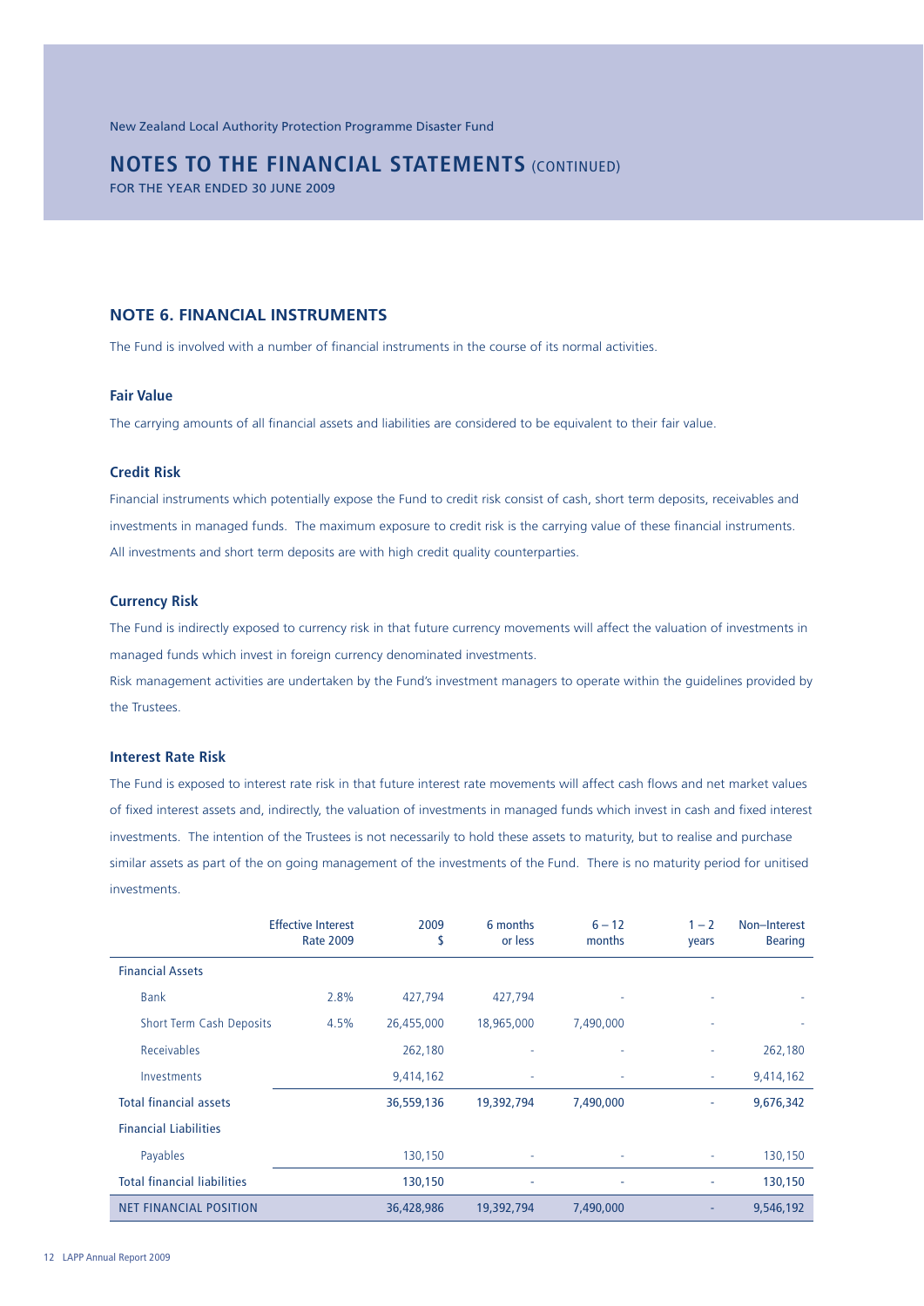New Zealand Local Authority Protection Programme Disaster Fund

# NOTES TO THE FINANCIAL STATEMENTS (CONTINUED)

FOR THE YEAR ENDED 30 JUNE 2009

## NOTE 6. FINANCIAL INSTRUMENTS

The Fund is involved with a number of financial instruments in the course of its normal activities.

### Fair Value

The carrying amounts of all financial assets and liabilities are considered to be equivalent to their fair value.

### Credit Risk

Financial instruments which potentially expose the Fund to credit risk consist of cash, short term deposits, receivables and investments in managed funds. The maximum exposure to credit risk is the carrying value of these financial instruments. All investments and short term deposits are with high credit quality counterparties.

### Currency Risk

The Fund is indirectly exposed to currency risk in that future currency movements will affect the valuation of investments in managed funds which invest in foreign currency denominated investments.

Risk management activities are undertaken by the Fund's investment managers to operate within the guidelines provided by the Trustees.

### Interest Rate Risk

The Fund is exposed to interest rate risk in that future interest rate movements will affect cash flows and net market values of fixed interest assets and, indirectly, the valuation of investments in managed funds which invest in cash and fixed interest investments. The intention of the Trustees is not necessarily to hold these assets to maturity, but to realise and purchase similar assets as part of the on going management of the investments of the Fund. There is no maturity period for unitised investments.

| | Effective Interest Rate 2009 | 2009 $ | 6 months or less | 6 – 12 months | 1 – 2 years | Non–Interest Bearing |
|---|---|---|---|---|---|---|
| **Financial Assets** | | | | | | |
| Bank | 2.8% | 427,794 | 427,794 | - | - | - |
| Short Term Cash Deposits | 4.5% | 26,455,000 | 18,965,000 | 7,490,000 | - | - |
| Receivables | | 262,180 | - | - | - | 262,180 |
| Investments | | 9,414,162 | - | - | - | 9,414,162 |
| **Total financial assets** | | **36,559,136** | **19,392,794** | **7,490,000** | **-** | **9,676,342** |
| **Financial Liabilities** | | | | | | |
| Payables | | 130,150 | - | - | - | 130,150 |
| **Total financial liabilities** | | **130,150** | **-** | **-** | **-** | **130,150** |
| **NET FINANCIAL POSITION** | | **36,428,986** | **19,392,794** | **7,490,000** | **-** | **9,546,192** |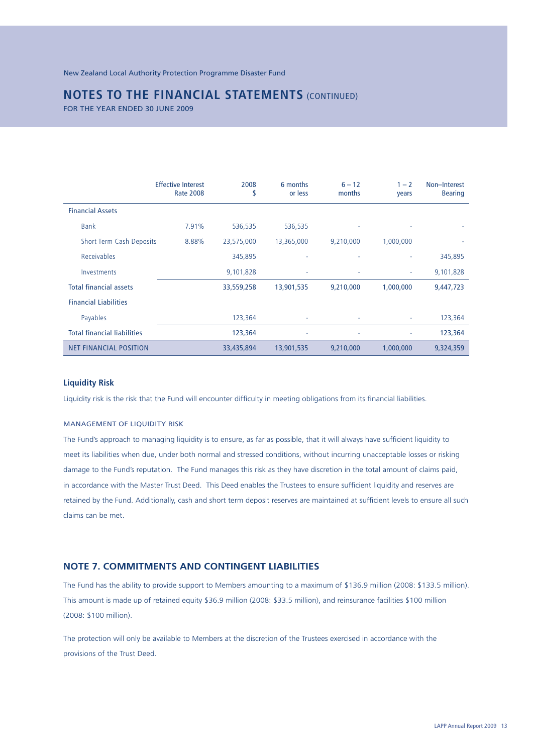New Zealand Local Authority Protection Programme Disaster Fund

# NOTES TO THE FINANCIAL STATEMENTS (CONTINUED)

FOR THE YEAR ENDED 30 JUNE 2009

| | Effective Interest Rate 2008 | 2008 $ | 6 months or less | 6 – 12 months | 1 – 2 years | Non–Interest Bearing |
|---|---|---|---|---|---|---|
| Financial Assets | | | | | | |
| Bank | 7.91% | 536,535 | 536,535 | - | - | - |
| Short Term Cash Deposits | 8.88% | 23,575,000 | 13,365,000 | 9,210,000 | 1,000,000 | - |
| Receivables | | 345,895 | - | - | - | 345,895 |
| Investments | | 9,101,828 | - | - | - | 9,101,828 |
| Total financial assets | | 33,559,258 | 13,901,535 | 9,210,000 | 1,000,000 | 9,447,723 |
| Financial Liabilities | | | | | | |
| Payables | | 123,364 | - | - | - | 123,364 |
| Total financial liabilities | | 123,364 | - | - | - | 123,364 |
| NET FINANCIAL POSITION | | 33,435,894 | 13,901,535 | 9,210,000 | 1,000,000 | 9,324,359 |

### Liquidity Risk

Liquidity risk is the risk that the Fund will encounter difficulty in meeting obligations from its financial liabilities.

#### MANAGEMENT OF LIQUIDITY RISK

The Fund's approach to managing liquidity is to ensure, as far as possible, that it will always have sufficient liquidity to meet its liabilities when due, under both normal and stressed conditions, without incurring unacceptable losses or risking damage to the Fund's reputation. The Fund manages this risk as they have discretion in the total amount of claims paid, in accordance with the Master Trust Deed. This Deed enables the Trustees to ensure sufficient liquidity and reserves are retained by the Fund. Additionally, cash and short term deposit reserves are maintained at sufficient levels to ensure all such claims can be met.

## NOTE 7. COMMITMENTS AND CONTINGENT LIABILITIES

The Fund has the ability to provide support to Members amounting to a maximum of $136.9 million (2008: $133.5 million). This amount is made up of retained equity $36.9 million (2008: $33.5 million), and reinsurance facilities $100 million (2008: $100 million).

The protection will only be available to Members at the discretion of the Trustees exercised in accordance with the provisions of the Trust Deed.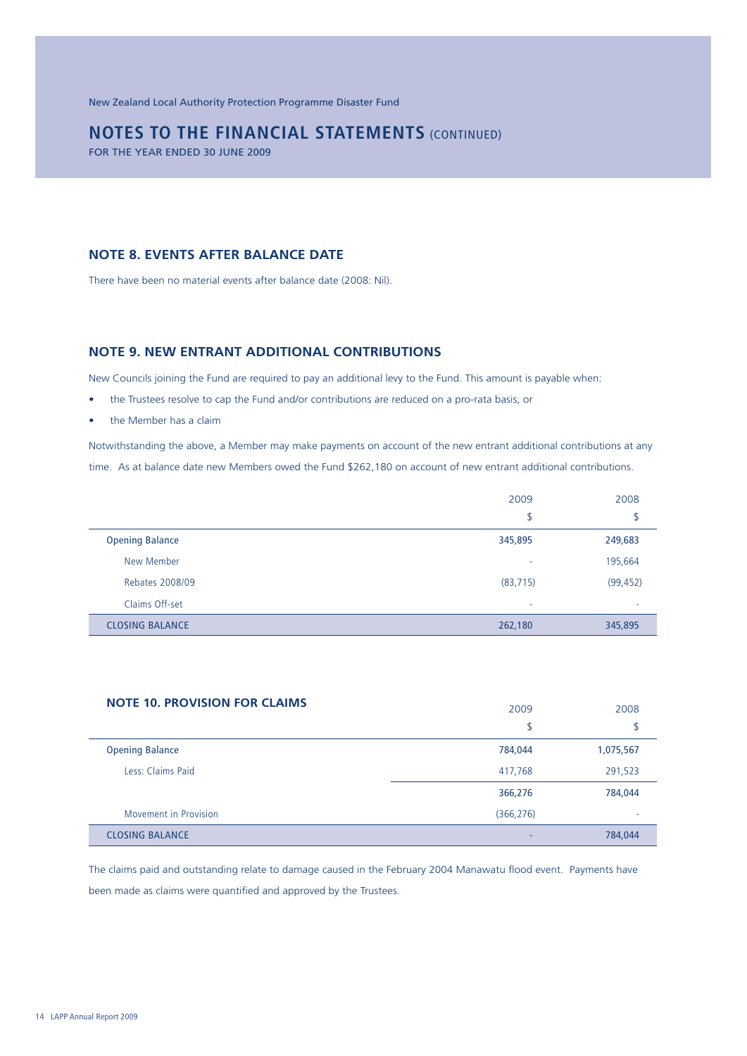New Zealand Local Authority Protection Programme Disaster Fund

# NOTES TO THE FINANCIAL STATEMENTS (CONTINUED)

FOR THE YEAR ENDED 30 JUNE 2009

## NOTE 8. EVENTS AFTER BALANCE DATE

There have been no material events after balance date (2008: Nil).

## NOTE 9. NEW ENTRANT ADDITIONAL CONTRIBUTIONS

New Councils joining the Fund are required to pay an additional levy to the Fund. This amount is payable when:

- the Trustees resolve to cap the Fund and/or contributions are reduced on a pro-rata basis, or
- the Member has a claim

Notwithstanding the above, a Member may make payments on account of the new entrant additional contributions at any time. As at balance date new Members owed the Fund $262,180 on account of new entrant additional contributions.

| | 2009 | 2008 |
|---|---|---|
| | $ | $ |
| **Opening Balance** | **345,895** | **249,683** |
| New Member | - | 195,664 |
| Rebates 2008/09 | (83,715) | (99,452) |
| Claims Off-set | - | - |
| **CLOSING BALANCE** | **262,180** | **345,895** |

## NOTE 10. PROVISION FOR CLAIMS

| | 2009 | 2008 |
|---|---|---|
| | $ | $ |
| **Opening Balance** | **784,044** | **1,075,567** |
| Less: Claims Paid | 417,768 | 291,523 |
| | **366,276** | **784,044** |
| Movement in Provision | (366,276) | - |
| **CLOSING BALANCE** | - | **784,044** |

The claims paid and outstanding relate to damage caused in the February 2004 Manawatu flood event. Payments have been made as claims were quantified and approved by the Trustees.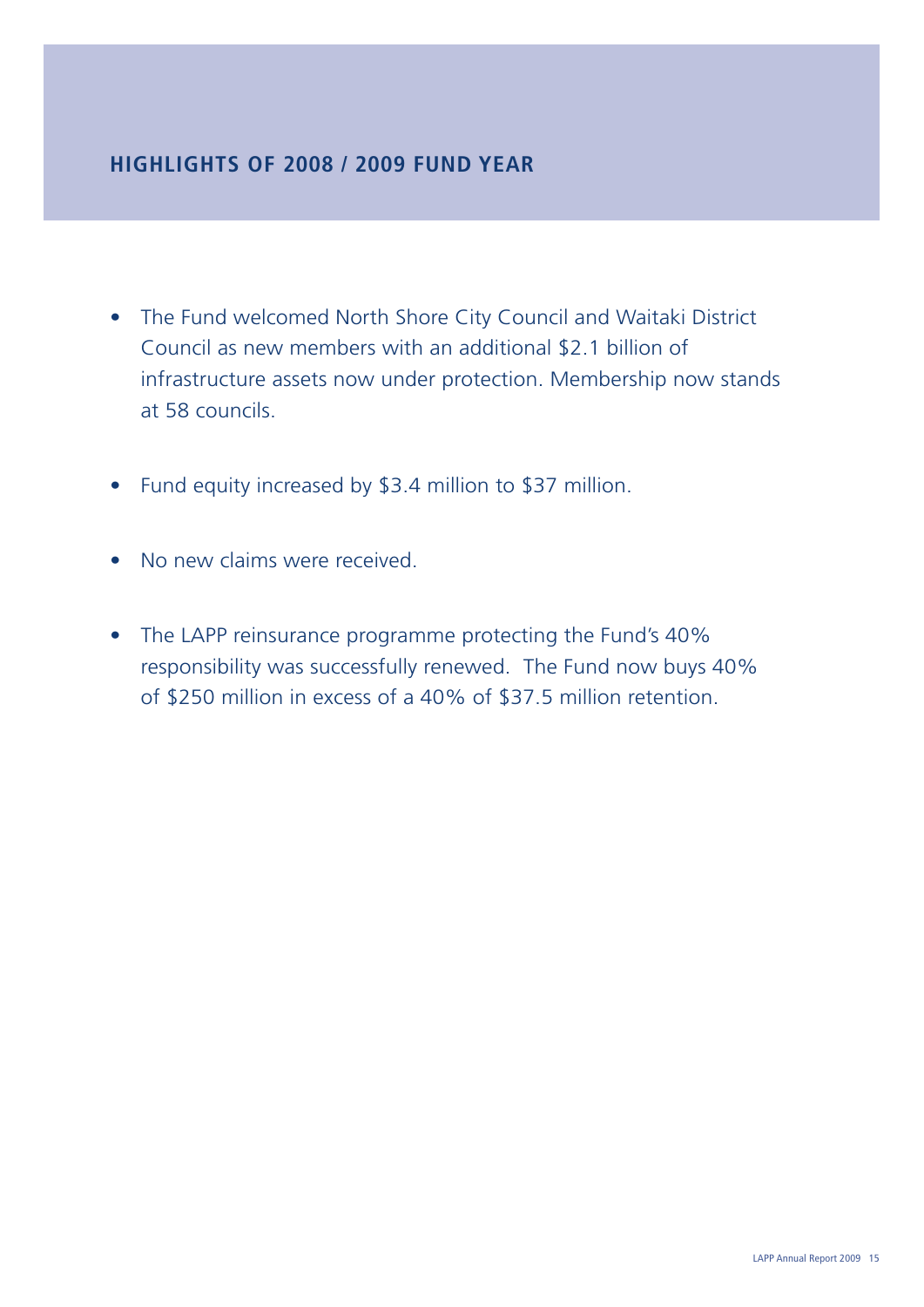## HIGHLIGHTS OF 2008 / 2009 FUND YEAR

- The Fund welcomed North Shore City Council and Waitaki District Council as new members with an additional $2.1 billion of infrastructure assets now under protection. Membership now stands at 58 councils.

- Fund equity increased by $3.4 million to $37 million.

- No new claims were received.

- The LAPP reinsurance programme protecting the Fund's 40% responsibility was successfully renewed. The Fund now buys 40% of $250 million in excess of a 40% of $37.5 million retention.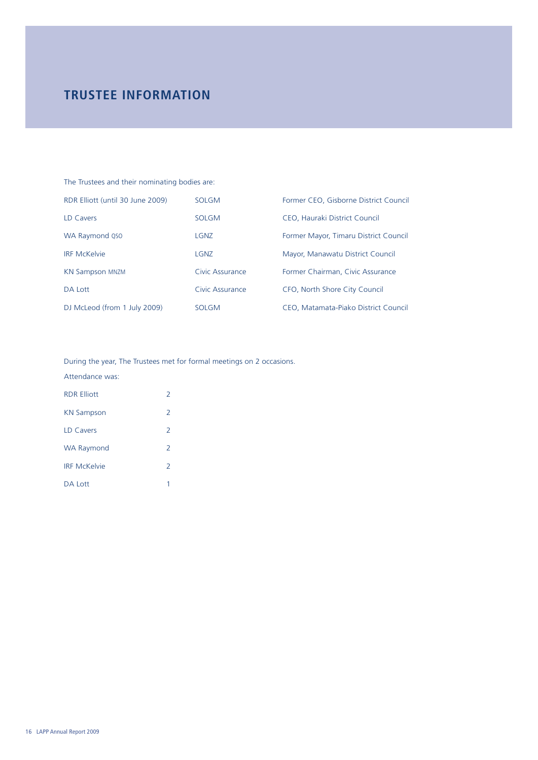# TRUSTEE INFORMATION

The Trustees and their nominating bodies are:

| | | |
|---|---|---|
| RDR Elliott (until 30 June 2009) | SOLGM | Former CEO, Gisborne District Council |
| LD Cavers | SOLGM | CEO, Hauraki District Council |
| WA Raymond QSO | LGNZ | Former Mayor, Timaru District Council |
| IRF McKelvie | LGNZ | Mayor, Manawatu District Council |
| KN Sampson MNZM | Civic Assurance | Former Chairman, Civic Assurance |
| DA Lott | Civic Assurance | CFO, North Shore City Council |
| DJ McLeod (from 1 July 2009) | SOLGM | CEO, Matamata-Piako District Council |

During the year, The Trustees met for formal meetings on 2 occasions.

Attendance was:

| | |
|---|---|
| RDR Elliott | 2 |
| KN Sampson | 2 |
| LD Cavers | 2 |
| WA Raymond | 2 |
| IRF McKelvie | 2 |
| DA Lott | 1 |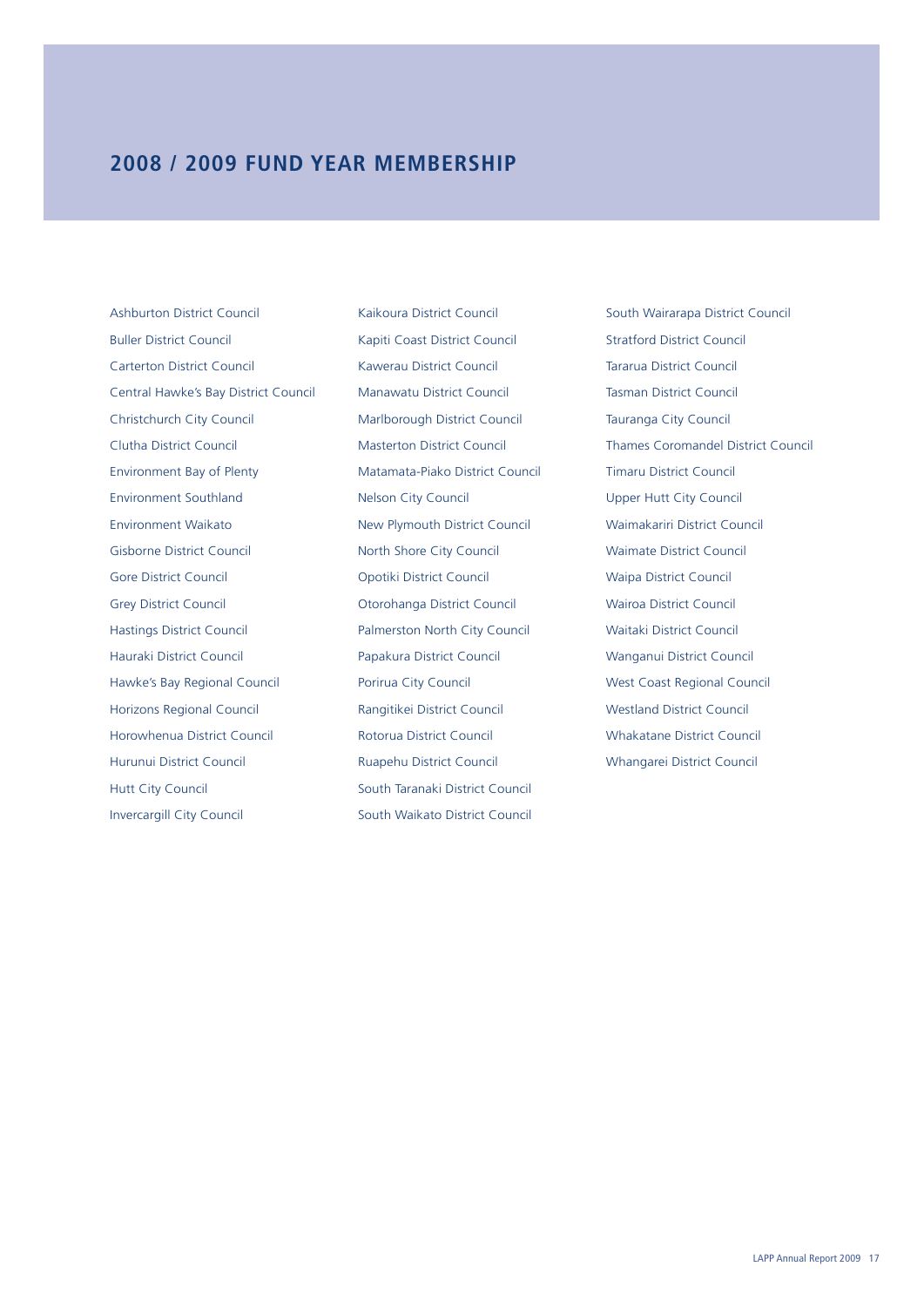## 2008 / 2009 FUND YEAR MEMBERSHIP

Ashburton District Council
Buller District Council
Carterton District Council
Central Hawke's Bay District Council
Christchurch City Council
Clutha District Council
Environment Bay of Plenty
Environment Southland
Environment Waikato
Gisborne District Council
Gore District Council
Grey District Council
Hastings District Council
Hauraki District Council
Hawke's Bay Regional Council
Horizons Regional Council
Horowhenua District Council
Hurunui District Council
Hutt City Council
Invercargill City Council
Kaikoura District Council
Kapiti Coast District Council
Kawerau District Council
Manawatu District Council
Marlborough District Council
Masterton District Council
Matamata-Piako District Council
Nelson City Council
New Plymouth District Council
North Shore City Council
Opotiki District Council
Otorohanga District Council
Palmerston North City Council
Papakura District Council
Porirua City Council
Rangitikei District Council
Rotorua District Council
Ruapehu District Council
South Taranaki District Council
South Waikato District Council
South Wairarapa District Council
Stratford District Council
Tararua District Council
Tasman District Council
Tauranga City Council
Thames Coromandel District Council
Timaru District Council
Upper Hutt City Council
Waimakariri District Council
Waimate District Council
Waipa District Council
Wairoa District Council
Waitaki District Council
Wanganui District Council
West Coast Regional Council
Westland District Council
Whakatane District Council
Whangarei District Council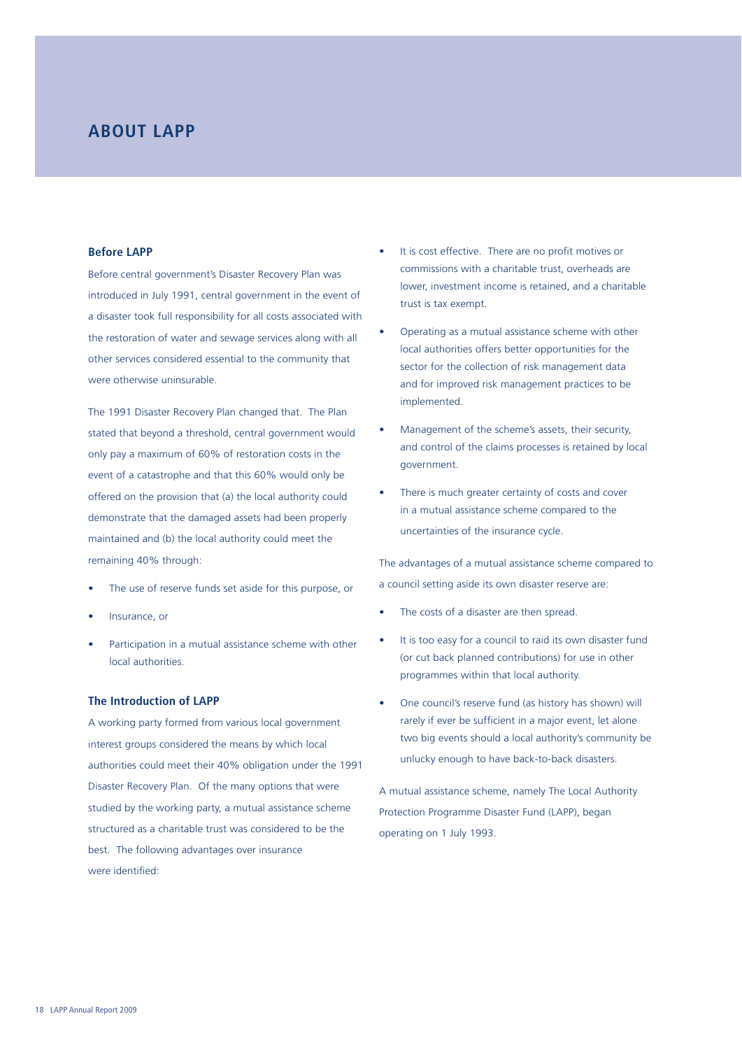# ABOUT LAPP

## Before LAPP

Before central government's Disaster Recovery Plan was introduced in July 1991, central government in the event of a disaster took full responsibility for all costs associated with the restoration of water and sewage services along with all other services considered essential to the community that were otherwise uninsurable.

The 1991 Disaster Recovery Plan changed that. The Plan stated that beyond a threshold, central government would only pay a maximum of 60% of restoration costs in the event of a catastrophe and that this 60% would only be offered on the provision that (a) the local authority could demonstrate that the damaged assets had been properly maintained and (b) the local authority could meet the remaining 40% through:

- The use of reserve funds set aside for this purpose, or
- Insurance, or
- Participation in a mutual assistance scheme with other local authorities.

## The Introduction of LAPP

A working party formed from various local government interest groups considered the means by which local authorities could meet their 40% obligation under the 1991 Disaster Recovery Plan. Of the many options that were studied by the working party, a mutual assistance scheme structured as a charitable trust was considered to be the best. The following advantages over insurance were identified:

- It is cost effective. There are no profit motives or commissions with a charitable trust, overheads are lower, investment income is retained, and a charitable trust is tax exempt.
- Operating as a mutual assistance scheme with other local authorities offers better opportunities for the sector for the collection of risk management data and for improved risk management practices to be implemented.
- Management of the scheme's assets, their security, and control of the claims processes is retained by local government.
- There is much greater certainty of costs and cover in a mutual assistance scheme compared to the uncertainties of the insurance cycle.

The advantages of a mutual assistance scheme compared to a council setting aside its own disaster reserve are:

- The costs of a disaster are then spread.
- It is too easy for a council to raid its own disaster fund (or cut back planned contributions) for use in other programmes within that local authority.
- One council's reserve fund (as history has shown) will rarely if ever be sufficient in a major event, let alone two big events should a local authority's community be unlucky enough to have back-to-back disasters.

A mutual assistance scheme, namely The Local Authority Protection Programme Disaster Fund (LAPP), began operating on 1 July 1993.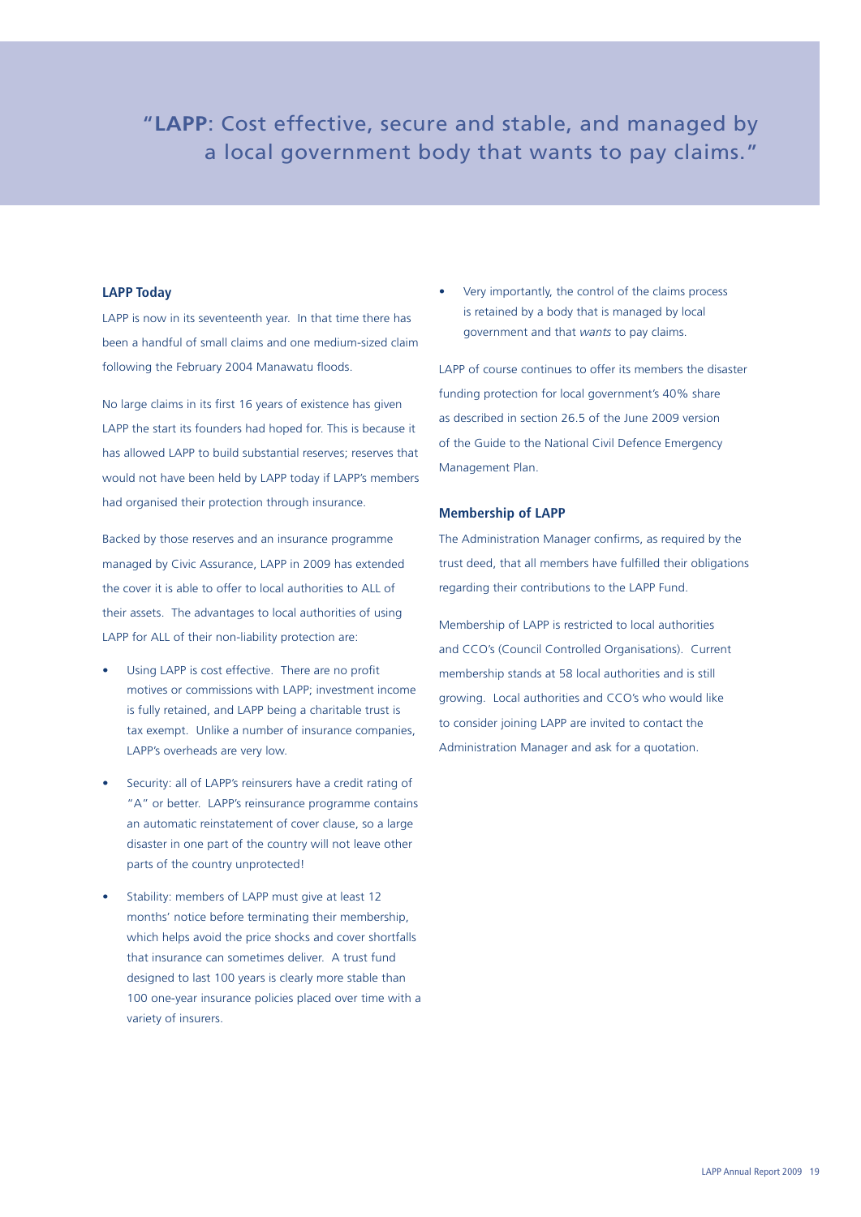## "**LAPP**: Cost effective, secure and stable, and managed by a local government body that wants to pay claims."

### LAPP Today

LAPP is now in its seventeenth year. In that time there has been a handful of small claims and one medium-sized claim following the February 2004 Manawatu floods.

No large claims in its first 16 years of existence has given LAPP the start its founders had hoped for. This is because it has allowed LAPP to build substantial reserves; reserves that would not have been held by LAPP today if LAPP's members had organised their protection through insurance.

Backed by those reserves and an insurance programme managed by Civic Assurance, LAPP in 2009 has extended the cover it is able to offer to local authorities to ALL of their assets. The advantages to local authorities of using LAPP for ALL of their non-liability protection are:

- Using LAPP is cost effective. There are no profit motives or commissions with LAPP; investment income is fully retained, and LAPP being a charitable trust is tax exempt. Unlike a number of insurance companies, LAPP's overheads are very low.
- Security: all of LAPP's reinsurers have a credit rating of "A" or better. LAPP's reinsurance programme contains an automatic reinstatement of cover clause, so a large disaster in one part of the country will not leave other parts of the country unprotected!
- Stability: members of LAPP must give at least 12 months' notice before terminating their membership, which helps avoid the price shocks and cover shortfalls that insurance can sometimes deliver. A trust fund designed to last 100 years is clearly more stable than 100 one-year insurance policies placed over time with a variety of insurers.
- Very importantly, the control of the claims process is retained by a body that is managed by local government and that *wants* to pay claims.

LAPP of course continues to offer its members the disaster funding protection for local government's 40% share as described in section 26.5 of the June 2009 version of the Guide to the National Civil Defence Emergency Management Plan.

### Membership of LAPP

The Administration Manager confirms, as required by the trust deed, that all members have fulfilled their obligations regarding their contributions to the LAPP Fund.

Membership of LAPP is restricted to local authorities and CCO's (Council Controlled Organisations). Current membership stands at 58 local authorities and is still growing. Local authorities and CCO's who would like to consider joining LAPP are invited to contact the Administration Manager and ask for a quotation.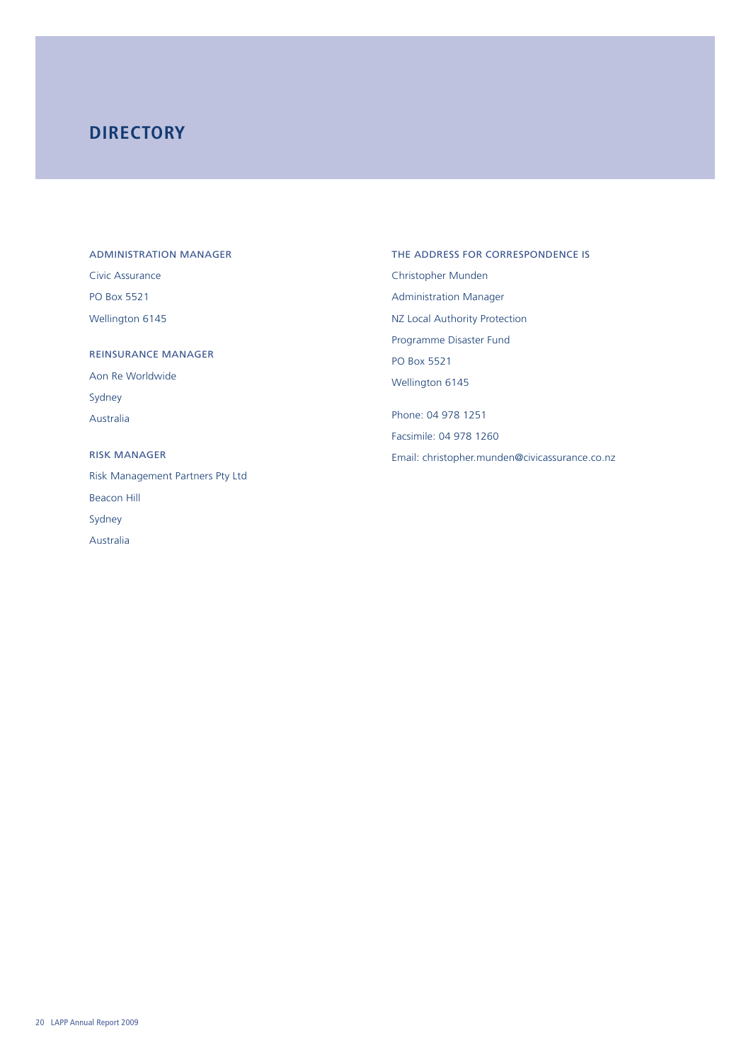# DIRECTORY

### ADMINISTRATION MANAGER

Civic Assurance

PO Box 5521

Wellington 6145

### REINSURANCE MANAGER

Aon Re Worldwide

Sydney

Australia

### RISK MANAGER

Risk Management Partners Pty Ltd

Beacon Hill

Sydney

Australia

### THE ADDRESS FOR CORRESPONDENCE IS

Christopher Munden

Administration Manager

NZ Local Authority Protection

Programme Disaster Fund

PO Box 5521

Wellington 6145

Phone: 04 978 1251

Facsimile: 04 978 1260

Email: christopher.munden@civicassurance.co.nz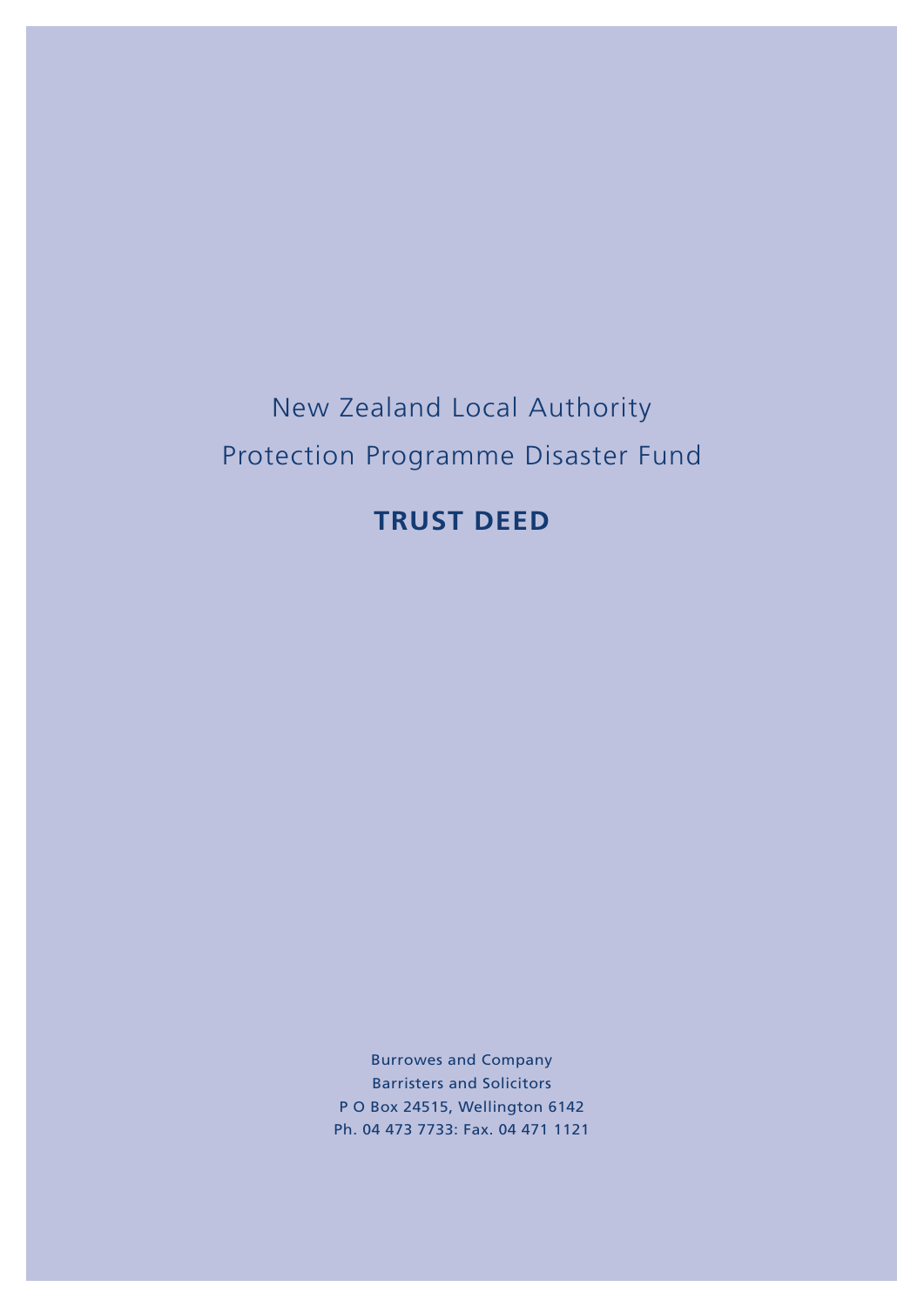# New Zealand Local Authority Protection Programme Disaster Fund

## TRUST DEED

Burrowes and Company
Barristers and Solicitors
P O Box 24515, Wellington 6142
Ph. 04 473 7733: Fax. 04 471 1121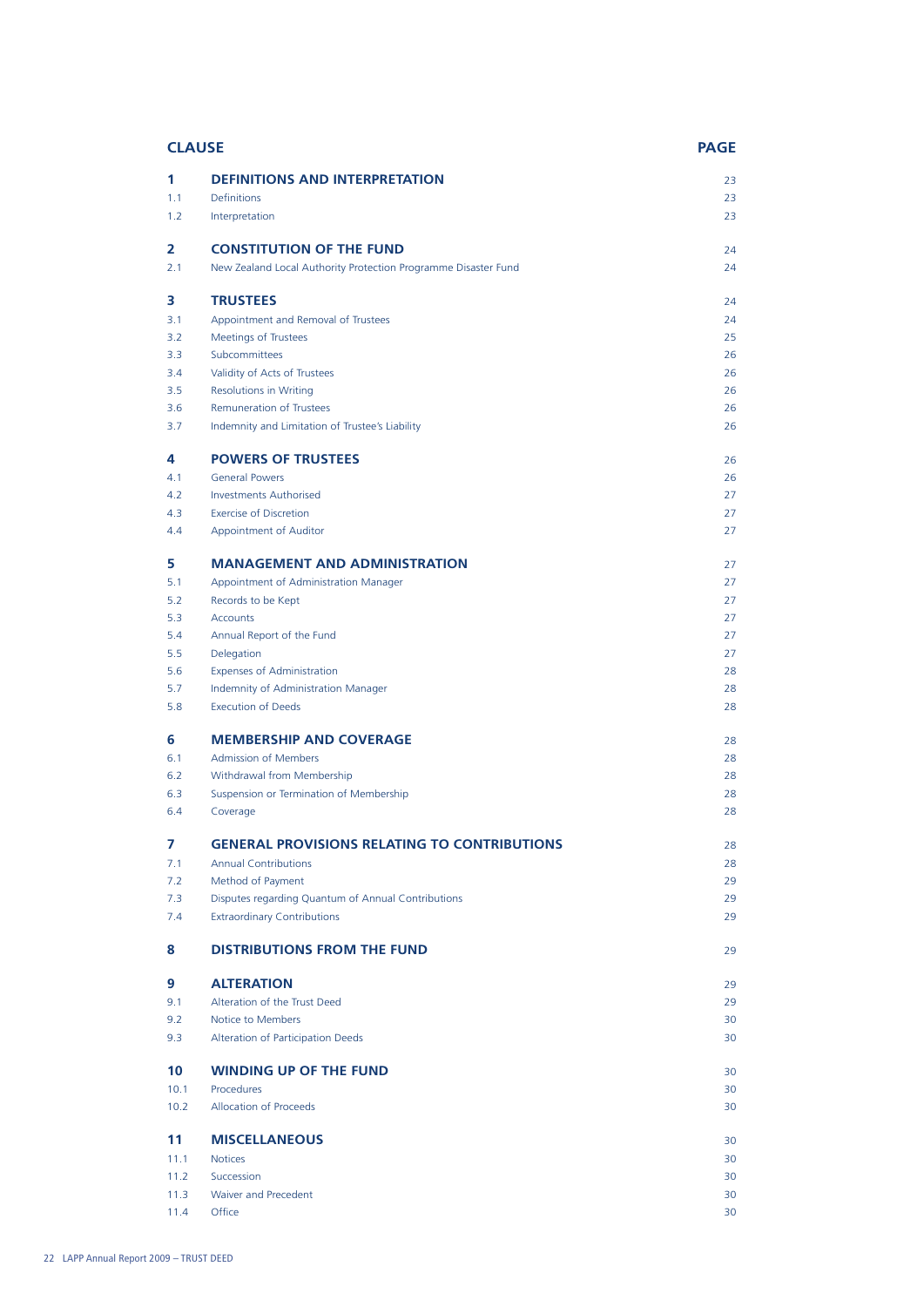| CLAUSE | | PAGE |
|---|---|---|
| **1** | **DEFINITIONS AND INTERPRETATION** | 23 |
| 1.1 | Definitions | 23 |
| 1.2 | Interpretation | 23 |
| **2** | **CONSTITUTION OF THE FUND** | 24 |
| 2.1 | New Zealand Local Authority Protection Programme Disaster Fund | 24 |
| **3** | **TRUSTEES** | 24 |
| 3.1 | Appointment and Removal of Trustees | 24 |
| 3.2 | Meetings of Trustees | 25 |
| 3.3 | Subcommittees | 26 |
| 3.4 | Validity of Acts of Trustees | 26 |
| 3.5 | Resolutions in Writing | 26 |
| 3.6 | Remuneration of Trustees | 26 |
| 3.7 | Indemnity and Limitation of Trustee's Liability | 26 |
| **4** | **POWERS OF TRUSTEES** | 26 |
| 4.1 | General Powers | 26 |
| 4.2 | Investments Authorised | 27 |
| 4.3 | Exercise of Discretion | 27 |
| 4.4 | Appointment of Auditor | 27 |
| **5** | **MANAGEMENT AND ADMINISTRATION** | 27 |
| 5.1 | Appointment of Administration Manager | 27 |
| 5.2 | Records to be Kept | 27 |
| 5.3 | Accounts | 27 |
| 5.4 | Annual Report of the Fund | 27 |
| 5.5 | Delegation | 27 |
| 5.6 | Expenses of Administration | 28 |
| 5.7 | Indemnity of Administration Manager | 28 |
| 5.8 | Execution of Deeds | 28 |
| **6** | **MEMBERSHIP AND COVERAGE** | 28 |
| 6.1 | Admission of Members | 28 |
| 6.2 | Withdrawal from Membership | 28 |
| 6.3 | Suspension or Termination of Membership | 28 |
| 6.4 | Coverage | 28 |
| **7** | **GENERAL PROVISIONS RELATING TO CONTRIBUTIONS** | 28 |
| 7.1 | Annual Contributions | 28 |
| 7.2 | Method of Payment | 29 |
| 7.3 | Disputes regarding Quantum of Annual Contributions | 29 |
| 7.4 | Extraordinary Contributions | 29 |
| **8** | **DISTRIBUTIONS FROM THE FUND** | 29 |
| **9** | **ALTERATION** | 29 |
| 9.1 | Alteration of the Trust Deed | 29 |
| 9.2 | Notice to Members | 30 |
| 9.3 | Alteration of Participation Deeds | 30 |
| **10** | **WINDING UP OF THE FUND** | 30 |
| 10.1 | Procedures | 30 |
| 10.2 | Allocation of Proceeds | 30 |
| **11** | **MISCELLANEOUS** | 30 |
| 11.1 | Notices | 30 |
| 11.2 | Succession | 30 |
| 11.3 | Waiver and Precedent | 30 |
| 11.4 | Office | 30 |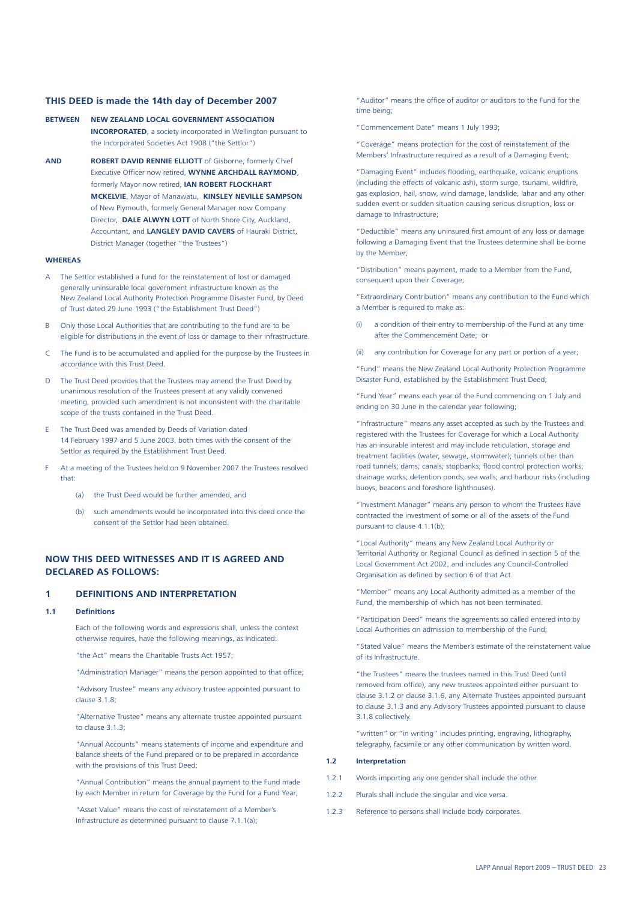## THIS DEED is made the 14th day of December 2007

**BETWEEN** **NEW ZEALAND LOCAL GOVERNMENT ASSOCIATION INCORPORATED**, a society incorporated in Wellington pursuant to the Incorporated Societies Act 1908 ("the Settlor")

**AND** **ROBERT DAVID RENNIE ELLIOTT** of Gisborne, formerly Chief Executive Officer now retired, **WYNNE ARCHDALL RAYMOND**, formerly Mayor now retired, **IAN ROBERT FLOCKHART MCKELVIE**, Mayor of Manawatu, **KINSLEY NEVILLE SAMPSON** of New Plymouth, formerly General Manager now Company Director, **DALE ALWYN LOTT** of North Shore City, Auckland, Accountant, and **LANGLEY DAVID CAVERS** of Hauraki District, District Manager (together "the Trustees")

**WHEREAS**

A The Settlor established a fund for the reinstatement of lost or damaged generally uninsurable local government infrastructure known as the New Zealand Local Authority Protection Programme Disaster Fund, by Deed of Trust dated 29 June 1993 ("the Establishment Trust Deed")

B Only those Local Authorities that are contributing to the fund are to be eligible for distributions in the event of loss or damage to their infrastructure.

C The Fund is to be accumulated and applied for the purpose by the Trustees in accordance with this Trust Deed.

D The Trust Deed provides that the Trustees may amend the Trust Deed by unanimous resolution of the Trustees present at any validly convened meeting, provided such amendment is not inconsistent with the charitable scope of the trusts contained in the Trust Deed.

E The Trust Deed was amended by Deeds of Variation dated 14 February 1997 and 5 June 2003, both times with the consent of the Settlor as required by the Establishment Trust Deed.

F At a meeting of the Trustees held on 9 November 2007 the Trustees resolved that:

(a) the Trust Deed would be further amended, and

(b) such amendments would be incorporated into this deed once the consent of the Settlor had been obtained.

## NOW THIS DEED WITNESSES AND IT IS AGREED AND DECLARED AS FOLLOWS:

## 1 DEFINITIONS AND INTERPRETATION

### 1.1 Definitions

Each of the following words and expressions shall, unless the context otherwise requires, have the following meanings, as indicated:

"the Act" means the Charitable Trusts Act 1957;

"Administration Manager" means the person appointed to that office;

"Advisory Trustee" means any advisory trustee appointed pursuant to clause 3.1.8;

"Alternative Trustee" means any alternate trustee appointed pursuant to clause 3.1.3;

"Annual Accounts" means statements of income and expenditure and balance sheets of the Fund prepared or to be prepared in accordance with the provisions of this Trust Deed;

"Annual Contribution" means the annual payment to the Fund made by each Member in return for Coverage by the Fund for a Fund Year;

"Asset Value" means the cost of reinstatement of a Member's Infrastructure as determined pursuant to clause 7.1.1(a);

"Auditor" means the office of auditor or auditors to the Fund for the time being;

"Commencement Date" means 1 July 1993;

"Coverage" means protection for the cost of reinstatement of the Members' Infrastructure required as a result of a Damaging Event;

"Damaging Event" includes flooding, earthquake, volcanic eruptions (including the effects of volcanic ash), storm surge, tsunami, wildfire, gas explosion, hail, snow, wind damage, landslide, lahar and any other sudden event or sudden situation causing serious disruption, loss or damage to Infrastructure;

"Deductible" means any uninsured first amount of any loss or damage following a Damaging Event that the Trustees determine shall be borne by the Member;

"Distribution" means payment, made to a Member from the Fund, consequent upon their Coverage;

"Extraordinary Contribution" means any contribution to the Fund which a Member is required to make as:

(i) a condition of their entry to membership of the Fund at any time after the Commencement Date; or

(ii) any contribution for Coverage for any part or portion of a year;

"Fund" means the New Zealand Local Authority Protection Programme Disaster Fund, established by the Establishment Trust Deed;

"Fund Year" means each year of the Fund commencing on 1 July and ending on 30 June in the calendar year following;

"Infrastructure" means any asset accepted as such by the Trustees and registered with the Trustees for Coverage for which a Local Authority has an insurable interest and may include reticulation, storage and treatment facilities (water, sewage, stormwater); tunnels other than road tunnels; dams; canals; stopbanks; flood control protection works; drainage works; detention ponds; sea walls; and harbour risks (including buoys, beacons and foreshore lighthouses).

"Investment Manager" means any person to whom the Trustees have contracted the investment of some or all of the assets of the Fund pursuant to clause 4.1.1(b);

"Local Authority" means any New Zealand Local Authority or Territorial Authority or Regional Council as defined in section 5 of the Local Government Act 2002, and includes any Council-Controlled Organisation as defined by section 6 of that Act.

"Member" means any Local Authority admitted as a member of the Fund, the membership of which has not been terminated.

"Participation Deed" means the agreements so called entered into by Local Authorities on admission to membership of the Fund;

"Stated Value" means the Member's estimate of the reinstatement value of its Infrastructure.

"the Trustees" means the trustees named in this Trust Deed (until removed from office), any new trustees appointed either pursuant to clause 3.1.2 or clause 3.1.6, any Alternate Trustees appointed pursuant to clause 3.1.3 and any Advisory Trustees appointed pursuant to clause 3.1.8 collectively.

"written" or "in writing" includes printing, engraving, lithography, telegraphy, facsimile or any other communication by written word.

### 1.2 Interpretation

1.2.1 Words importing any one gender shall include the other.

1.2.2 Plurals shall include the singular and vice versa.

1.2.3 Reference to persons shall include body corporates.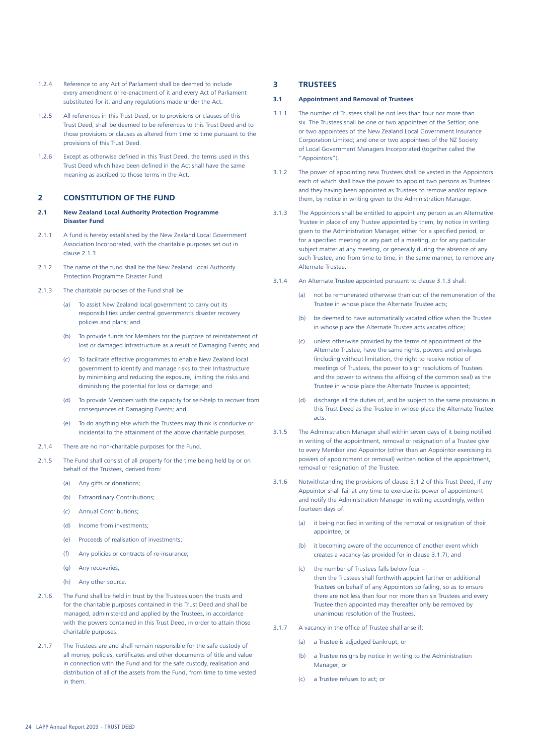1.2.4 Reference to any Act of Parliament shall be deemed to include every amendment or re-enactment of it and every Act of Parliament substituted for it, and any regulations made under the Act.

1.2.5 All references in this Trust Deed, or to provisions or clauses of this Trust Deed, shall be deemed to be references to this Trust Deed and to those provisions or clauses as altered from time to time pursuant to the provisions of this Trust Deed.

1.2.6 Except as otherwise defined in this Trust Deed, the terms used in this Trust Deed which have been defined in the Act shall have the same meaning as ascribed to those terms in the Act.

## 2 CONSTITUTION OF THE FUND

### 2.1 New Zealand Local Authority Protection Programme Disaster Fund

2.1.1 A fund is hereby established by the New Zealand Local Government Association Incorporated, with the charitable purposes set out in clause 2.1.3.

2.1.2 The name of the fund shall be the New Zealand Local Authority Protection Programme Disaster Fund.

2.1.3 The charitable purposes of the Fund shall be:

- (a) To assist New Zealand local government to carry out its responsibilities under central government's disaster recovery policies and plans; and
- (b) To provide funds for Members for the purpose of reinstatement of lost or damaged Infrastructure as a result of Damaging Events; and
- (c) To facilitate effective programmes to enable New Zealand local government to identify and manage risks to their Infrastructure by minimising and reducing the exposure, limiting the risks and diminishing the potential for loss or damage; and
- (d) To provide Members with the capacity for self-help to recover from consequences of Damaging Events; and
- (e) To do anything else which the Trustees may think is conducive or incidental to the attainment of the above charitable purposes.

2.1.4 There are no non-charitable purposes for the Fund.

2.1.5 The Fund shall consist of all property for the time being held by or on behalf of the Trustees, derived from:

- (a) Any gifts or donations;
- (b) Extraordinary Contributions;
- (c) Annual Contributions;
- (d) Income from investments;
- (e) Proceeds of realisation of investments;
- (f) Any policies or contracts of re-insurance;
- (g) Any recoveries;
- (h) Any other source.

2.1.6 The Fund shall be held in trust by the Trustees upon the trusts and for the charitable purposes contained in this Trust Deed and shall be managed, administered and applied by the Trustees, in accordance with the powers contained in this Trust Deed, in order to attain those charitable purposes.

2.1.7 The Trustees are and shall remain responsible for the safe custody of all money, policies, certificates and other documents of title and value in connection with the Fund and for the safe custody, realisation and distribution of all of the assets from the Fund, from time to time vested in them.

## 3 TRUSTEES

### 3.1 Appointment and Removal of Trustees

3.1.1 The number of Trustees shall be not less than four nor more than six. The Trustees shall be one or two appointees of the Settlor; one or two appointees of the New Zealand Local Government Insurance Corporation Limited; and one or two appointees of the NZ Society of Local Government Managers Incorporated (together called the "Appointors").

3.1.2 The power of appointing new Trustees shall be vested in the Appointors each of which shall have the power to appoint two persons as Trustees and they having been appointed as Trustees to remove and/or replace them, by notice in writing given to the Administration Manager.

3.1.3 The Appointors shall be entitled to appoint any person as an Alternative Trustee in place of any Trustee appointed by them, by notice in writing given to the Administration Manager, either for a specified period, or for a specified meeting or any part of a meeting, or for any particular subject matter at any meeting, or generally during the absence of any such Trustee, and from time to time, in the same manner, to remove any Alternate Trustee.

3.1.4 An Alternate Trustee appointed pursuant to clause 3.1.3 shall:

- (a) not be remunerated otherwise than out of the remuneration of the Trustee in whose place the Alternate Trustee acts;
- (b) be deemed to have automatically vacated office when the Trustee in whose place the Alternate Trustee acts vacates office;
- (c) unless otherwise provided by the terms of appointment of the Alternate Trustee, have the same rights, powers and privileges (including without limitation, the right to receive notice of meetings of Trustees, the power to sign resolutions of Trustees and the power to witness the affixing of the common seal) as the Trustee in whose place the Alternate Trustee is appointed;
- (d) discharge all the duties of, and be subject to the same provisions in this Trust Deed as the Trustee in whose place the Alternate Trustee acts.

3.1.5 The Administration Manager shall within seven days of it being notified in writing of the appointment, removal or resignation of a Trustee give to every Member and Appointor (other than an Appointor exercising its powers of appointment or removal) written notice of the appointment, removal or resignation of the Trustee.

3.1.6 Notwithstanding the provisions of clause 3.1.2 of this Trust Deed, if any Appointor shall fail at any time to exercise its power of appointment and notify the Administration Manager in writing accordingly, within fourteen days of:

- (a) it being notified in writing of the removal or resignation of their appointee; or
- (b) it becoming aware of the occurrence of another event which creates a vacancy (as provided for in clause 3.1.7); and
- (c) the number of Trustees falls below four –

then the Trustees shall forthwith appoint further or additional Trustees on behalf of any Appointors so failing, so as to ensure there are not less than four nor more than six Trustees and every Trustee then appointed may thereafter only be removed by unanimous resolution of the Trustees.

3.1.7 A vacancy in the office of Trustee shall arise if:

- (a) a Trustee is adjudged bankrupt; or
- (b) a Trustee resigns by notice in writing to the Administration Manager; or
- (c) a Trustee refuses to act; or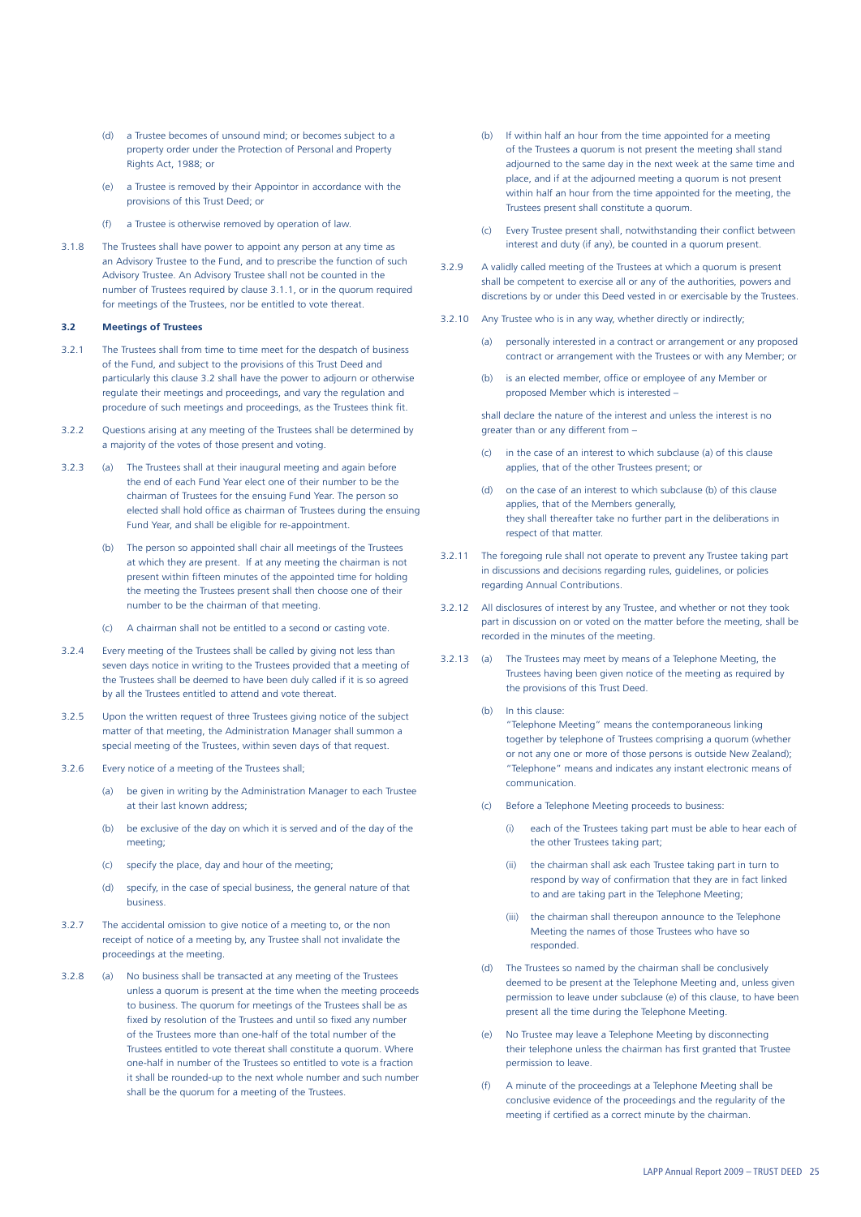(d) a Trustee becomes of unsound mind; or becomes subject to a property order under the Protection of Personal and Property Rights Act, 1988; or

(e) a Trustee is removed by their Appointor in accordance with the provisions of this Trust Deed; or

(f) a Trustee is otherwise removed by operation of law.

3.1.8 The Trustees shall have power to appoint any person at any time as an Advisory Trustee to the Fund, and to prescribe the function of such Advisory Trustee. An Advisory Trustee shall not be counted in the number of Trustees required by clause 3.1.1, or in the quorum required for meetings of the Trustees, nor be entitled to vote thereat.

**3.2 Meetings of Trustees**

3.2.1 The Trustees shall from time to time meet for the despatch of business of the Fund, and subject to the provisions of this Trust Deed and particularly this clause 3.2 shall have the power to adjourn or otherwise regulate their meetings and proceedings, and vary the regulation and procedure of such meetings and proceedings, as the Trustees think fit.

3.2.2 Questions arising at any meeting of the Trustees shall be determined by a majority of the votes of those present and voting.

3.2.3 (a) The Trustees shall at their inaugural meeting and again before the end of each Fund Year elect one of their number to be the chairman of Trustees for the ensuing Fund Year. The person so elected shall hold office as chairman of Trustees during the ensuing Fund Year, and shall be eligible for re-appointment.

(b) The person so appointed shall chair all meetings of the Trustees at which they are present. If at any meeting the chairman is not present within fifteen minutes of the appointed time for holding the meeting the Trustees present shall then choose one of their number to be the chairman of that meeting.

(c) A chairman shall not be entitled to a second or casting vote.

3.2.4 Every meeting of the Trustees shall be called by giving not less than seven days notice in writing to the Trustees provided that a meeting of the Trustees shall be deemed to have been duly called if it is so agreed by all the Trustees entitled to attend and vote thereat.

3.2.5 Upon the written request of three Trustees giving notice of the subject matter of that meeting, the Administration Manager shall summon a special meeting of the Trustees, within seven days of that request.

3.2.6 Every notice of a meeting of the Trustees shall;

(a) be given in writing by the Administration Manager to each Trustee at their last known address;

(b) be exclusive of the day on which it is served and of the day of the meeting;

(c) specify the place, day and hour of the meeting;

(d) specify, in the case of special business, the general nature of that business.

3.2.7 The accidental omission to give notice of a meeting to, or the non receipt of notice of a meeting by, any Trustee shall not invalidate the proceedings at the meeting.

3.2.8 (a) No business shall be transacted at any meeting of the Trustees unless a quorum is present at the time when the meeting proceeds to business. The quorum for meetings of the Trustees shall be as fixed by resolution of the Trustees and until so fixed any number of the Trustees more than one-half of the total number of the Trustees entitled to vote thereat shall constitute a quorum. Where one-half in number of the Trustees so entitled to vote is a fraction it shall be rounded-up to the next whole number and such number shall be the quorum for a meeting of the Trustees.

(b) If within half an hour from the time appointed for a meeting of the Trustees a quorum is not present the meeting shall stand adjourned to the same day in the next week at the same time and place, and if at the adjourned meeting a quorum is not present within half an hour from the time appointed for the meeting, the Trustees present shall constitute a quorum.

(c) Every Trustee present shall, notwithstanding their conflict between interest and duty (if any), be counted in a quorum present.

3.2.9 A validly called meeting of the Trustees at which a quorum is present shall be competent to exercise all or any of the authorities, powers and discretions by or under this Deed vested in or exercisable by the Trustees.

3.2.10 Any Trustee who is in any way, whether directly or indirectly;

(a) personally interested in a contract or arrangement or any proposed contract or arrangement with the Trustees or with any Member; or

(b) is an elected member, office or employee of any Member or proposed Member which is interested –

shall declare the nature of the interest and unless the interest is no greater than or any different from –

(c) in the case of an interest to which subclause (a) of this clause applies, that of the other Trustees present; or

(d) on the case of an interest to which subclause (b) of this clause applies, that of the Members generally,
they shall thereafter take no further part in the deliberations in respect of that matter.

3.2.11 The foregoing rule shall not operate to prevent any Trustee taking part in discussions and decisions regarding rules, guidelines, or policies regarding Annual Contributions.

3.2.12 All disclosures of interest by any Trustee, and whether or not they took part in discussion on or voted on the matter before the meeting, shall be recorded in the minutes of the meeting.

3.2.13 (a) The Trustees may meet by means of a Telephone Meeting, the Trustees having been given notice of the meeting as required by the provisions of this Trust Deed.

(b) In this clause:
"Telephone Meeting" means the contemporaneous linking together by telephone of Trustees comprising a quorum (whether or not any one or more of those persons is outside New Zealand);
"Telephone" means and indicates any instant electronic means of communication.

(c) Before a Telephone Meeting proceeds to business:

(i) each of the Trustees taking part must be able to hear each of the other Trustees taking part;

(ii) the chairman shall ask each Trustee taking part in turn to respond by way of confirmation that they are in fact linked to and are taking part in the Telephone Meeting;

(iii) the chairman shall thereupon announce to the Telephone Meeting the names of those Trustees who have so responded.

(d) The Trustees so named by the chairman shall be conclusively deemed to be present at the Telephone Meeting and, unless given permission to leave under subclause (e) of this clause, to have been present all the time during the Telephone Meeting.

(e) No Trustee may leave a Telephone Meeting by disconnecting their telephone unless the chairman has first granted that Trustee permission to leave.

(f) A minute of the proceedings at a Telephone Meeting shall be conclusive evidence of the proceedings and the regularity of the meeting if certified as a correct minute by the chairman.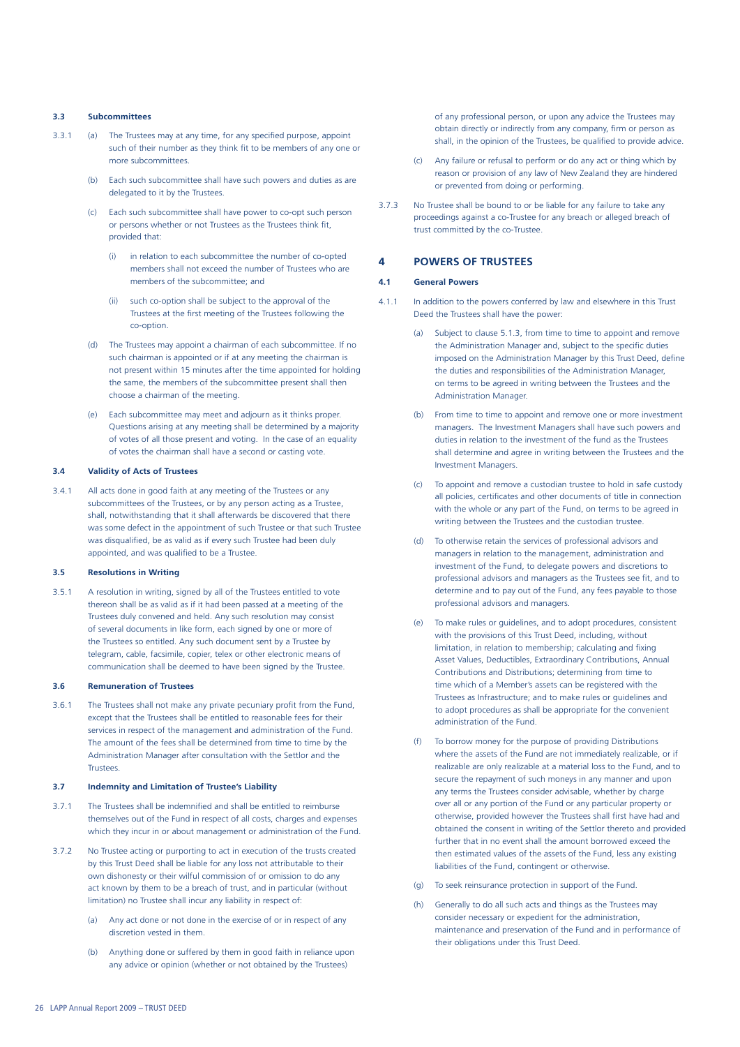### 3.3 Subcommittees

3.3.1 (a) The Trustees may at any time, for any specified purpose, appoint such of their number as they think fit to be members of any one or more subcommittees.

(b) Each such subcommittee shall have such powers and duties as are delegated to it by the Trustees.

(c) Each such subcommittee shall have power to co-opt such person or persons whether or not Trustees as the Trustees think fit, provided that:

(i) in relation to each subcommittee the number of co-opted members shall not exceed the number of Trustees who are members of the subcommittee; and

(ii) such co-option shall be subject to the approval of the Trustees at the first meeting of the Trustees following the co-option.

(d) The Trustees may appoint a chairman of each subcommittee. If no such chairman is appointed or if at any meeting the chairman is not present within 15 minutes after the time appointed for holding the same, the members of the subcommittee present shall then choose a chairman of the meeting.

(e) Each subcommittee may meet and adjourn as it thinks proper. Questions arising at any meeting shall be determined by a majority of votes of all those present and voting. In the case of an equality of votes the chairman shall have a second or casting vote.

### 3.4 Validity of Acts of Trustees

3.4.1 All acts done in good faith at any meeting of the Trustees or any subcommittees of the Trustees, or by any person acting as a Trustee, shall, notwithstanding that it shall afterwards be discovered that there was some defect in the appointment of such Trustee or that such Trustee was disqualified, be as valid as if every such Trustee had been duly appointed, and was qualified to be a Trustee.

### 3.5 Resolutions in Writing

3.5.1 A resolution in writing, signed by all of the Trustees entitled to vote thereon shall be as valid as if it had been passed at a meeting of the Trustees duly convened and held. Any such resolution may consist of several documents in like form, each signed by one or more of the Trustees so entitled. Any such document sent by a Trustee by telegram, cable, facsimile, copier, telex or other electronic means of communication shall be deemed to have been signed by the Trustee.

### 3.6 Remuneration of Trustees

3.6.1 The Trustees shall not make any private pecuniary profit from the Fund, except that the Trustees shall be entitled to reasonable fees for their services in respect of the management and administration of the Fund. The amount of the fees shall be determined from time to time by the Administration Manager after consultation with the Settlor and the Trustees.

### 3.7 Indemnity and Limitation of Trustee's Liability

3.7.1 The Trustees shall be indemnified and shall be entitled to reimburse themselves out of the Fund in respect of all costs, charges and expenses which they incur in or about management or administration of the Fund.

3.7.2 No Trustee acting or purporting to act in execution of the trusts created by this Trust Deed shall be liable for any loss not attributable to their own dishonesty or their wilful commission of or omission to do any act known by them to be a breach of trust, and in particular (without limitation) no Trustee shall incur any liability in respect of:

(a) Any act done or not done in the exercise of or in respect of any discretion vested in them.

(b) Anything done or suffered by them in good faith in reliance upon any advice or opinion (whether or not obtained by the Trustees) of any professional person, or upon any advice the Trustees may obtain directly or indirectly from any company, firm or person as shall, in the opinion of the Trustees, be qualified to provide advice.

(c) Any failure or refusal to perform or do any act or thing which by reason or provision of any law of New Zealand they are hindered or prevented from doing or performing.

3.7.3 No Trustee shall be bound to or be liable for any failure to take any proceedings against a co-Trustee for any breach or alleged breach of trust committed by the co-Trustee.

## 4 POWERS OF TRUSTEES

### 4.1 General Powers

4.1.1 In addition to the powers conferred by law and elsewhere in this Trust Deed the Trustees shall have the power:

(a) Subject to clause 5.1.3, from time to time to appoint and remove the Administration Manager and, subject to the specific duties imposed on the Administration Manager by this Trust Deed, define the duties and responsibilities of the Administration Manager, on terms to be agreed in writing between the Trustees and the Administration Manager.

(b) From time to time to appoint and remove one or more investment managers. The Investment Managers shall have such powers and duties in relation to the investment of the fund as the Trustees shall determine and agree in writing between the Trustees and the Investment Managers.

(c) To appoint and remove a custodian trustee to hold in safe custody all policies, certificates and other documents of title in connection with the whole or any part of the Fund, on terms to be agreed in writing between the Trustees and the custodian trustee.

(d) To otherwise retain the services of professional advisors and managers in relation to the management, administration and investment of the Fund, to delegate powers and discretions to professional advisors and managers as the Trustees see fit, and to determine and to pay out of the Fund, any fees payable to those professional advisors and managers.

(e) To make rules or guidelines, and to adopt procedures, consistent with the provisions of this Trust Deed, including, without limitation, in relation to membership; calculating and fixing Asset Values, Deductibles, Extraordinary Contributions, Annual Contributions and Distributions; determining from time to time which of a Member's assets can be registered with the Trustees as Infrastructure; and to make rules or guidelines and to adopt procedures as shall be appropriate for the convenient administration of the Fund.

(f) To borrow money for the purpose of providing Distributions where the assets of the Fund are not immediately realizable, or if realizable are only realizable at a material loss to the Fund, and to secure the repayment of such moneys in any manner and upon any terms the Trustees consider advisable, whether by charge over all or any portion of the Fund or any particular property or otherwise, provided however the Trustees shall first have had and obtained the consent in writing of the Settlor thereto and provided further that in no event shall the amount borrowed exceed the then estimated values of the assets of the Fund, less any existing liabilities of the Fund, contingent or otherwise.

(g) To seek reinsurance protection in support of the Fund.

(h) Generally to do all such acts and things as the Trustees may consider necessary or expedient for the administration, maintenance and preservation of the Fund and in performance of their obligations under this Trust Deed.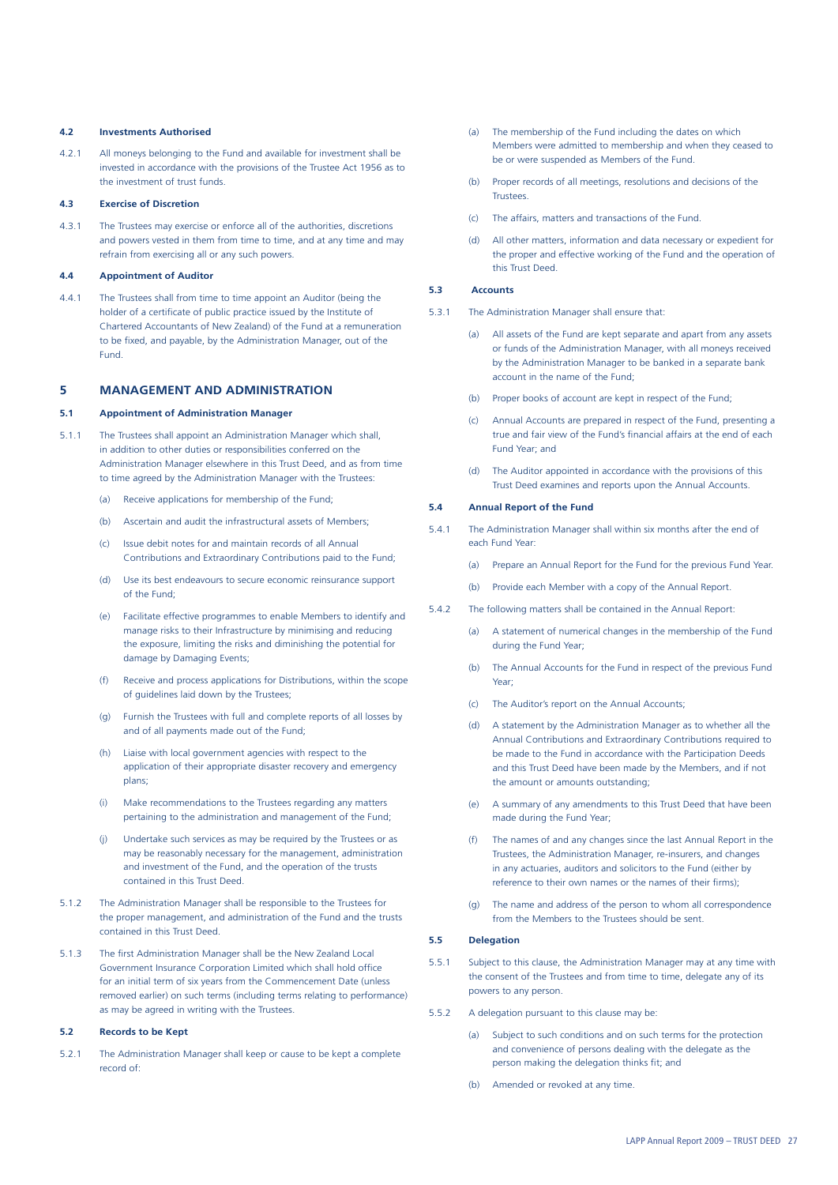### 4.2 Investments Authorised

4.2.1 All moneys belonging to the Fund and available for investment shall be invested in accordance with the provisions of the Trustee Act 1956 as to the investment of trust funds.

### 4.3 Exercise of Discretion

4.3.1 The Trustees may exercise or enforce all of the authorities, discretions and powers vested in them from time to time, and at any time and may refrain from exercising all or any such powers.

### 4.4 Appointment of Auditor

4.4.1 The Trustees shall from time to time appoint an Auditor (being the holder of a certificate of public practice issued by the Institute of Chartered Accountants of New Zealand) of the Fund at a remuneration to be fixed, and payable, by the Administration Manager, out of the Fund.

## 5 MANAGEMENT AND ADMINISTRATION

### 5.1 Appointment of Administration Manager

5.1.1 The Trustees shall appoint an Administration Manager which shall, in addition to other duties or responsibilities conferred on the Administration Manager elsewhere in this Trust Deed, and as from time to time agreed by the Administration Manager with the Trustees:

(a) Receive applications for membership of the Fund;

(b) Ascertain and audit the infrastructural assets of Members;

(c) Issue debit notes for and maintain records of all Annual Contributions and Extraordinary Contributions paid to the Fund;

(d) Use its best endeavours to secure economic reinsurance support of the Fund;

(e) Facilitate effective programmes to enable Members to identify and manage risks to their Infrastructure by minimising and reducing the exposure, limiting the risks and diminishing the potential for damage by Damaging Events;

(f) Receive and process applications for Distributions, within the scope of guidelines laid down by the Trustees;

(g) Furnish the Trustees with full and complete reports of all losses by and of all payments made out of the Fund;

(h) Liaise with local government agencies with respect to the application of their appropriate disaster recovery and emergency plans;

(i) Make recommendations to the Trustees regarding any matters pertaining to the administration and management of the Fund;

(j) Undertake such services as may be required by the Trustees or as may be reasonably necessary for the management, administration and investment of the Fund, and the operation of the trusts contained in this Trust Deed.

5.1.2 The Administration Manager shall be responsible to the Trustees for the proper management, and administration of the Fund and the trusts contained in this Trust Deed.

5.1.3 The first Administration Manager shall be the New Zealand Local Government Insurance Corporation Limited which shall hold office for an initial term of six years from the Commencement Date (unless removed earlier) on such terms (including terms relating to performance) as may be agreed in writing with the Trustees.

### 5.2 Records to be Kept

5.2.1 The Administration Manager shall keep or cause to be kept a complete record of:

(a) The membership of the Fund including the dates on which Members were admitted to membership and when they ceased to be or were suspended as Members of the Fund.

(b) Proper records of all meetings, resolutions and decisions of the Trustees.

(c) The affairs, matters and transactions of the Fund.

(d) All other matters, information and data necessary or expedient for the proper and effective working of the Fund and the operation of this Trust Deed.

### 5.3 Accounts

5.3.1 The Administration Manager shall ensure that:

(a) All assets of the Fund are kept separate and apart from any assets or funds of the Administration Manager, with all moneys received by the Administration Manager to be banked in a separate bank account in the name of the Fund;

(b) Proper books of account are kept in respect of the Fund;

(c) Annual Accounts are prepared in respect of the Fund, presenting a true and fair view of the Fund's financial affairs at the end of each Fund Year; and

(d) The Auditor appointed in accordance with the provisions of this Trust Deed examines and reports upon the Annual Accounts.

### 5.4 Annual Report of the Fund

5.4.1 The Administration Manager shall within six months after the end of each Fund Year:

(a) Prepare an Annual Report for the Fund for the previous Fund Year.

(b) Provide each Member with a copy of the Annual Report.

5.4.2 The following matters shall be contained in the Annual Report:

(a) A statement of numerical changes in the membership of the Fund during the Fund Year;

(b) The Annual Accounts for the Fund in respect of the previous Fund Year;

(c) The Auditor's report on the Annual Accounts;

(d) A statement by the Administration Manager as to whether all the Annual Contributions and Extraordinary Contributions required to be made to the Fund in accordance with the Participation Deeds and this Trust Deed have been made by the Members, and if not the amount or amounts outstanding;

(e) A summary of any amendments to this Trust Deed that have been made during the Fund Year;

(f) The names of and any changes since the last Annual Report in the Trustees, the Administration Manager, re-insurers, and changes in any actuaries, auditors and solicitors to the Fund (either by reference to their own names or the names of their firms);

(g) The name and address of the person to whom all correspondence from the Members to the Trustees should be sent.

### 5.5 Delegation

5.5.1 Subject to this clause, the Administration Manager may at any time with the consent of the Trustees and from time to time, delegate any of its powers to any person.

5.5.2 A delegation pursuant to this clause may be:

(a) Subject to such conditions and on such terms for the protection and convenience of persons dealing with the delegate as the person making the delegation thinks fit; and

(b) Amended or revoked at any time.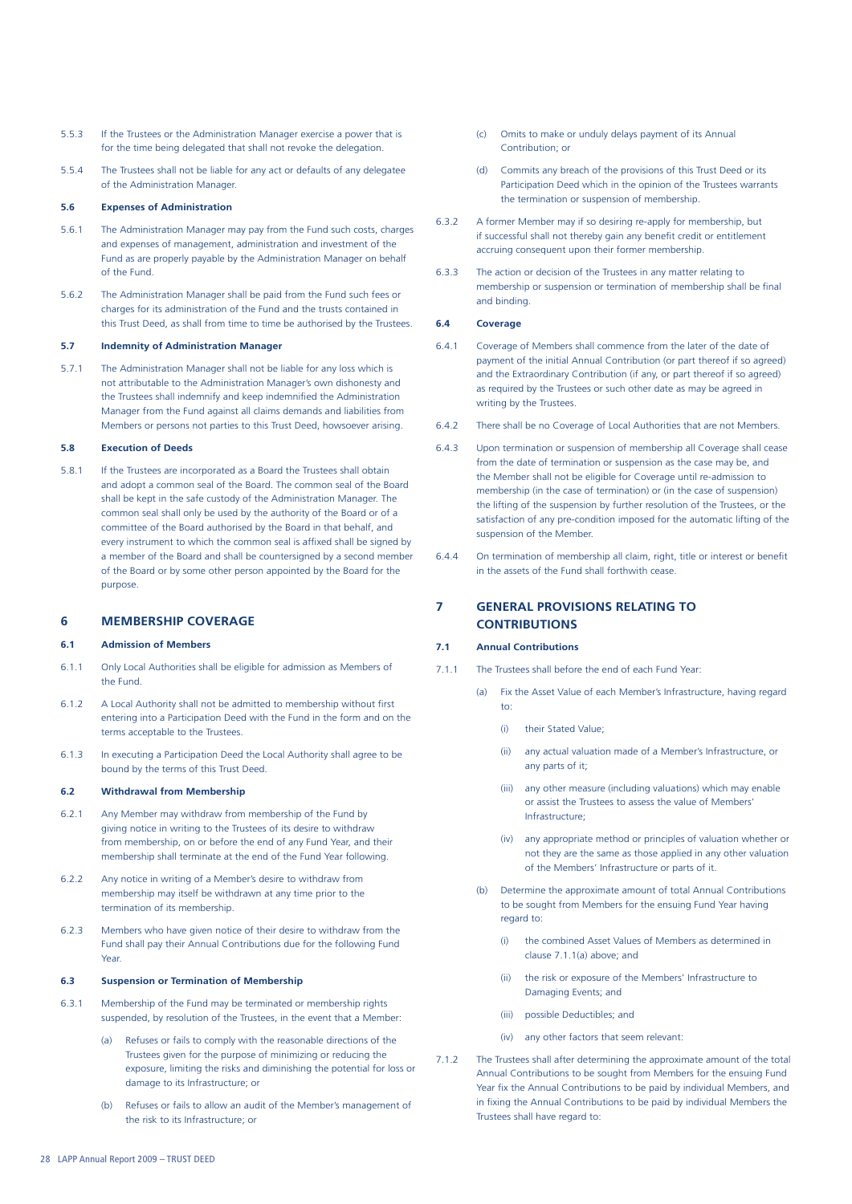5.5.3 If the Trustees or the Administration Manager exercise a power that is for the time being delegated that shall not revoke the delegation.

5.5.4 The Trustees shall not be liable for any act or defaults of any delegatee of the Administration Manager.

#### 5.6 Expenses of Administration

5.6.1 The Administration Manager may pay from the Fund such costs, charges and expenses of management, administration and investment of the Fund as are properly payable by the Administration Manager on behalf of the Fund.

5.6.2 The Administration Manager shall be paid from the Fund such fees or charges for its administration of the Fund and the trusts contained in this Trust Deed, as shall from time to time be authorised by the Trustees.

#### 5.7 Indemnity of Administration Manager

5.7.1 The Administration Manager shall not be liable for any loss which is not attributable to the Administration Manager's own dishonesty and the Trustees shall indemnify and keep indemnified the Administration Manager from the Fund against all claims demands and liabilities from Members or persons not parties to this Trust Deed, howsoever arising.

#### 5.8 Execution of Deeds

5.8.1 If the Trustees are incorporated as a Board the Trustees shall obtain and adopt a common seal of the Board. The common seal of the Board shall be kept in the safe custody of the Administration Manager. The common seal shall only be used by the authority of the Board or of a committee of the Board authorised by the Board in that behalf, and every instrument to which the common seal is affixed shall be signed by a member of the Board and shall be countersigned by a second member of the Board or by some other person appointed by the Board for the purpose.

## 6 MEMBERSHIP COVERAGE

#### 6.1 Admission of Members

6.1.1 Only Local Authorities shall be eligible for admission as Members of the Fund.

6.1.2 A Local Authority shall not be admitted to membership without first entering into a Participation Deed with the Fund in the form and on the terms acceptable to the Trustees.

6.1.3 In executing a Participation Deed the Local Authority shall agree to be bound by the terms of this Trust Deed.

#### 6.2 Withdrawal from Membership

6.2.1 Any Member may withdraw from membership of the Fund by giving notice in writing to the Trustees of its desire to withdraw from membership, on or before the end of any Fund Year, and their membership shall terminate at the end of the Fund Year following.

6.2.2 Any notice in writing of a Member's desire to withdraw from membership may itself be withdrawn at any time prior to the termination of its membership.

6.2.3 Members who have given notice of their desire to withdraw from the Fund shall pay their Annual Contributions due for the following Fund Year.

#### 6.3 Suspension or Termination of Membership

6.3.1 Membership of the Fund may be terminated or membership rights suspended, by resolution of the Trustees, in the event that a Member:

(a) Refuses or fails to comply with the reasonable directions of the Trustees given for the purpose of minimizing or reducing the exposure, limiting the risks and diminishing the potential for loss or damage to its Infrastructure; or

(b) Refuses or fails to allow an audit of the Member's management of the risk to its Infrastructure; or

(c) Omits to make or unduly delays payment of its Annual Contribution; or

(d) Commits any breach of the provisions of this Trust Deed or its Participation Deed which in the opinion of the Trustees warrants the termination or suspension of membership.

6.3.2 A former Member may if so desiring re-apply for membership, but if successful shall not thereby gain any benefit credit or entitlement accruing consequent upon their former membership.

6.3.3 The action or decision of the Trustees in any matter relating to membership or suspension or termination of membership shall be final and binding.

#### 6.4 Coverage

6.4.1 Coverage of Members shall commence from the later of the date of payment of the initial Annual Contribution (or part thereof if so agreed) and the Extraordinary Contribution (if any, or part thereof if so agreed) as required by the Trustees or such other date as may be agreed in writing by the Trustees.

6.4.2 There shall be no Coverage of Local Authorities that are not Members.

6.4.3 Upon termination or suspension of membership all Coverage shall cease from the date of termination or suspension as the case may be, and the Member shall not be eligible for Coverage until re-admission to membership (in the case of termination) or (in the case of suspension) the lifting of the suspension by further resolution of the Trustees, or the satisfaction of any pre-condition imposed for the automatic lifting of the suspension of the Member.

6.4.4 On termination of membership all claim, right, title or interest or benefit in the assets of the Fund shall forthwith cease.

## 7 GENERAL PROVISIONS RELATING TO CONTRIBUTIONS

#### 7.1 Annual Contributions

7.1.1 The Trustees shall before the end of each Fund Year:

(a) Fix the Asset Value of each Member's Infrastructure, having regard to:

(i) their Stated Value;

(ii) any actual valuation made of a Member's Infrastructure, or any parts of it;

(iii) any other measure (including valuations) which may enable or assist the Trustees to assess the value of Members' Infrastructure;

(iv) any appropriate method or principles of valuation whether or not they are the same as those applied in any other valuation of the Members' Infrastructure or parts of it.

(b) Determine the approximate amount of total Annual Contributions to be sought from Members for the ensuing Fund Year having regard to:

(i) the combined Asset Values of Members as determined in clause 7.1.1(a) above; and

(ii) the risk or exposure of the Members' Infrastructure to Damaging Events; and

(iii) possible Deductibles; and

(iv) any other factors that seem relevant:

7.1.2 The Trustees shall after determining the approximate amount of the total Annual Contributions to be sought from Members for the ensuing Fund Year fix the Annual Contributions to be paid by individual Members, and in fixing the Annual Contributions to be paid by individual Members the Trustees shall have regard to: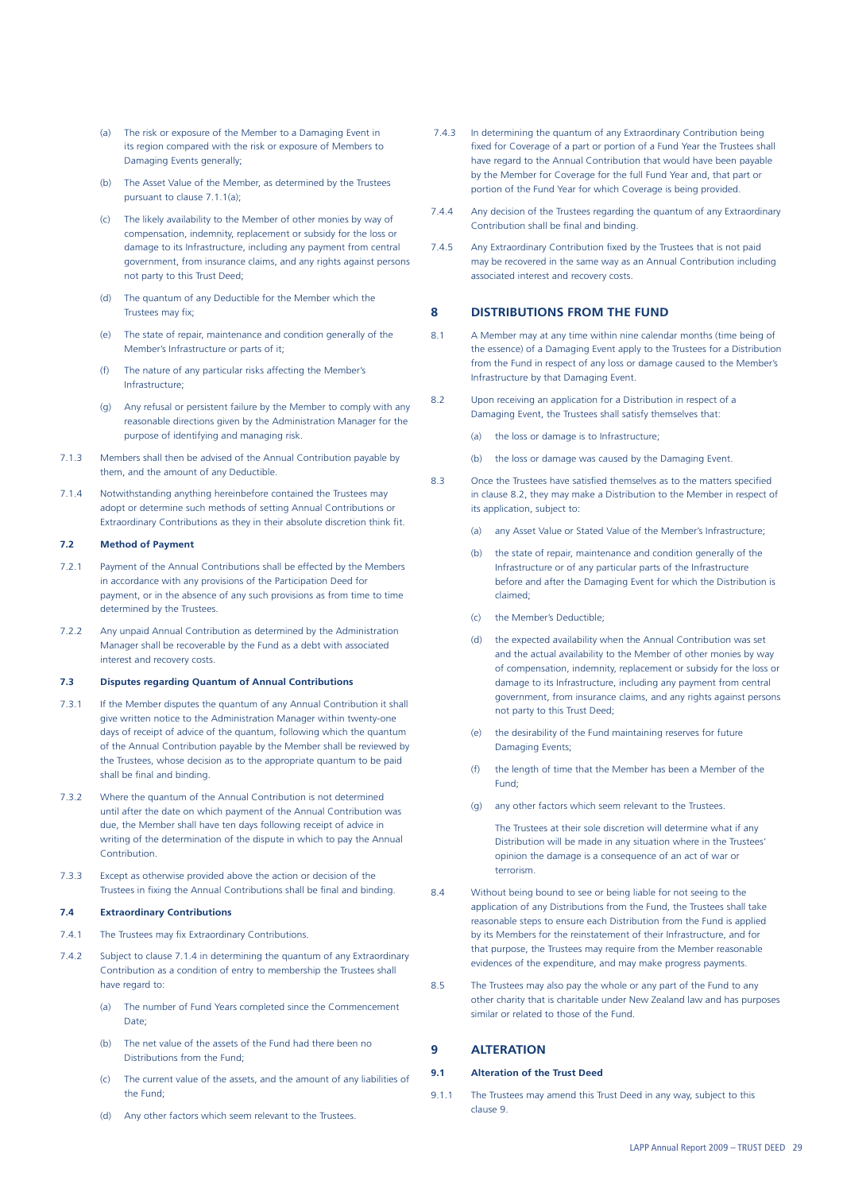(a) The risk or exposure of the Member to a Damaging Event in its region compared with the risk or exposure of Members to Damaging Events generally;

(b) The Asset Value of the Member, as determined by the Trustees pursuant to clause 7.1.1(a);

(c) The likely availability to the Member of other monies by way of compensation, indemnity, replacement or subsidy for the loss or damage to its Infrastructure, including any payment from central government, from insurance claims, and any rights against persons not party to this Trust Deed;

(d) The quantum of any Deductible for the Member which the Trustees may fix;

(e) The state of repair, maintenance and condition generally of the Member's Infrastructure or parts of it;

(f) The nature of any particular risks affecting the Member's Infrastructure;

(g) Any refusal or persistent failure by the Member to comply with any reasonable directions given by the Administration Manager for the purpose of identifying and managing risk.

7.1.3 Members shall then be advised of the Annual Contribution payable by them, and the amount of any Deductible.

7.1.4 Notwithstanding anything hereinbefore contained the Trustees may adopt or determine such methods of setting Annual Contributions or Extraordinary Contributions as they in their absolute discretion think fit.

**7.2 Method of Payment**

7.2.1 Payment of the Annual Contributions shall be effected by the Members in accordance with any provisions of the Participation Deed for payment, or in the absence of any such provisions as from time to time determined by the Trustees.

7.2.2 Any unpaid Annual Contribution as determined by the Administration Manager shall be recoverable by the Fund as a debt with associated interest and recovery costs.

**7.3 Disputes regarding Quantum of Annual Contributions**

7.3.1 If the Member disputes the quantum of any Annual Contribution it shall give written notice to the Administration Manager within twenty-one days of receipt of advice of the quantum, following which the quantum of the Annual Contribution payable by the Member shall be reviewed by the Trustees, whose decision as to the appropriate quantum to be paid shall be final and binding.

7.3.2 Where the quantum of the Annual Contribution is not determined until after the date on which payment of the Annual Contribution was due, the Member shall have ten days following receipt of advice in writing of the determination of the dispute in which to pay the Annual Contribution.

7.3.3 Except as otherwise provided above the action or decision of the Trustees in fixing the Annual Contributions shall be final and binding.

**7.4 Extraordinary Contributions**

7.4.1 The Trustees may fix Extraordinary Contributions.

7.4.2 Subject to clause 7.1.4 in determining the quantum of any Extraordinary Contribution as a condition of entry to membership the Trustees shall have regard to:

(a) The number of Fund Years completed since the Commencement Date;

(b) The net value of the assets of the Fund had there been no Distributions from the Fund;

(c) The current value of the assets, and the amount of any liabilities of the Fund;

(d) Any other factors which seem relevant to the Trustees.

7.4.3 In determining the quantum of any Extraordinary Contribution being fixed for Coverage of a part or portion of a Fund Year the Trustees shall have regard to the Annual Contribution that would have been payable by the Member for Coverage for the full Fund Year and, that part or portion of the Fund Year for which Coverage is being provided.

7.4.4 Any decision of the Trustees regarding the quantum of any Extraordinary Contribution shall be final and binding.

7.4.5 Any Extraordinary Contribution fixed by the Trustees that is not paid may be recovered in the same way as an Annual Contribution including associated interest and recovery costs.

## 8 DISTRIBUTIONS FROM THE FUND

8.1 A Member may at any time within nine calendar months (time being of the essence) of a Damaging Event apply to the Trustees for a Distribution from the Fund in respect of any loss or damage caused to the Member's Infrastructure by that Damaging Event.

8.2 Upon receiving an application for a Distribution in respect of a Damaging Event, the Trustees shall satisfy themselves that:

(a) the loss or damage is to Infrastructure;

(b) the loss or damage was caused by the Damaging Event.

8.3 Once the Trustees have satisfied themselves as to the matters specified in clause 8.2, they may make a Distribution to the Member in respect of its application, subject to:

(a) any Asset Value or Stated Value of the Member's Infrastructure;

(b) the state of repair, maintenance and condition generally of the Infrastructure or of any particular parts of the Infrastructure before and after the Damaging Event for which the Distribution is claimed;

(c) the Member's Deductible;

(d) the expected availability when the Annual Contribution was set and the actual availability to the Member of other monies by way of compensation, indemnity, replacement or subsidy for the loss or damage to its Infrastructure, including any payment from central government, from insurance claims, and any rights against persons not party to this Trust Deed;

(e) the desirability of the Fund maintaining reserves for future Damaging Events;

(f) the length of time that the Member has been a Member of the Fund;

(g) any other factors which seem relevant to the Trustees.

The Trustees at their sole discretion will determine what if any Distribution will be made in any situation where in the Trustees' opinion the damage is a consequence of an act of war or terrorism.

8.4 Without being bound to see or being liable for not seeing to the application of any Distributions from the Fund, the Trustees shall take reasonable steps to ensure each Distribution from the Fund is applied by its Members for the reinstatement of their Infrastructure, and for that purpose, the Trustees may require from the Member reasonable evidences of the expenditure, and may make progress payments.

8.5 The Trustees may also pay the whole or any part of the Fund to any other charity that is charitable under New Zealand law and has purposes similar or related to those of the Fund.

## 9 ALTERATION

**9.1 Alteration of the Trust Deed**

9.1.1 The Trustees may amend this Trust Deed in any way, subject to this clause 9.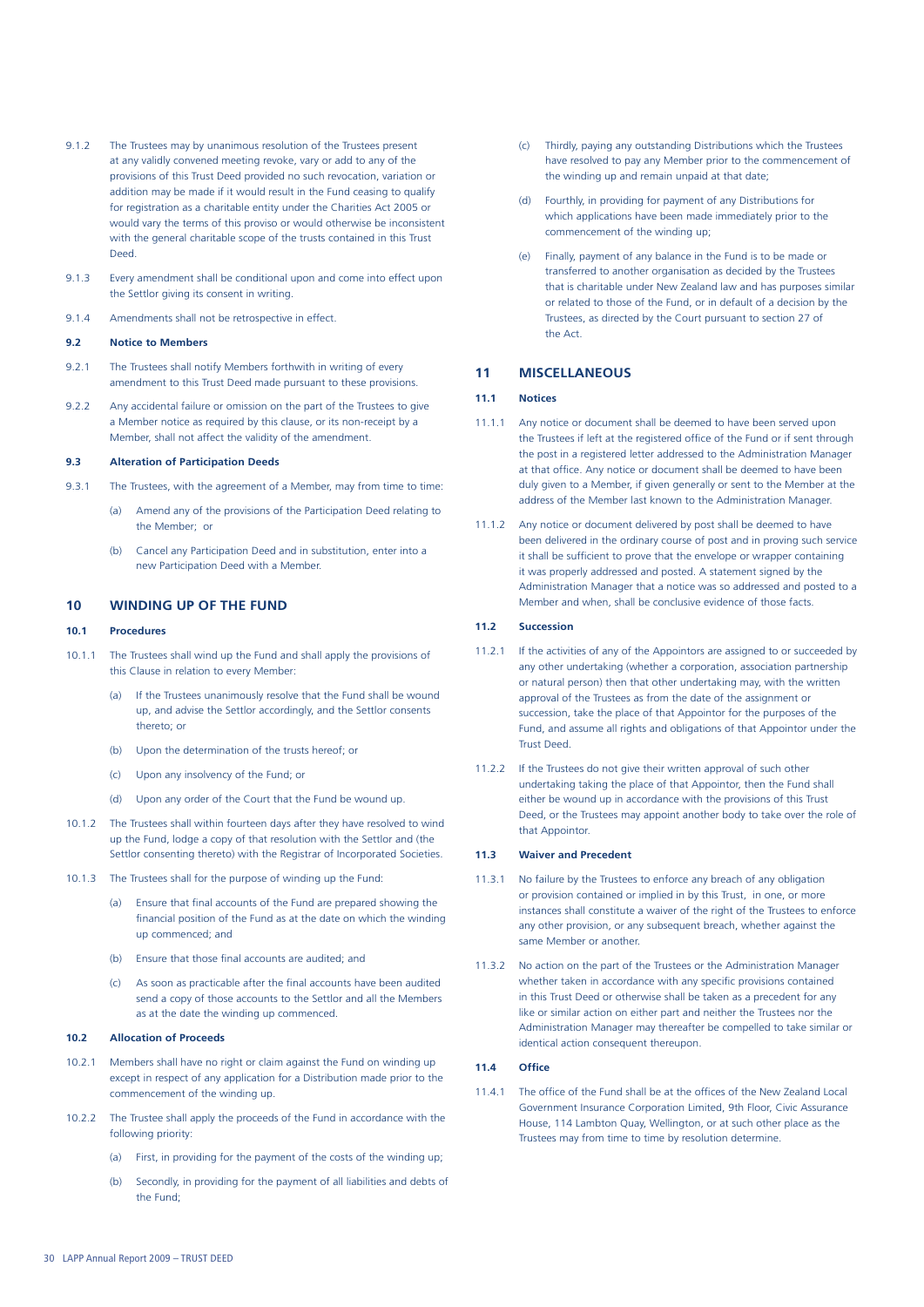9.1.2 The Trustees may by unanimous resolution of the Trustees present at any validly convened meeting revoke, vary or add to any of the provisions of this Trust Deed provided no such revocation, variation or addition may be made if it would result in the Fund ceasing to qualify for registration as a charitable entity under the Charities Act 2005 or would vary the terms of this proviso or would otherwise be inconsistent with the general charitable scope of the trusts contained in this Trust Deed.

9.1.3 Every amendment shall be conditional upon and come into effect upon the Settlor giving its consent in writing.

9.1.4 Amendments shall not be retrospective in effect.

### 9.2 Notice to Members

9.2.1 The Trustees shall notify Members forthwith in writing of every amendment to this Trust Deed made pursuant to these provisions.

9.2.2 Any accidental failure or omission on the part of the Trustees to give a Member notice as required by this clause, or its non-receipt by a Member, shall not affect the validity of the amendment.

### 9.3 Alteration of Participation Deeds

9.3.1 The Trustees, with the agreement of a Member, may from time to time:

(a) Amend any of the provisions of the Participation Deed relating to the Member; or

(b) Cancel any Participation Deed and in substitution, enter into a new Participation Deed with a Member.

## 10 WINDING UP OF THE FUND

### 10.1 Procedures

10.1.1 The Trustees shall wind up the Fund and shall apply the provisions of this Clause in relation to every Member:

(a) If the Trustees unanimously resolve that the Fund shall be wound up, and advise the Settlor accordingly, and the Settlor consents thereto; or

(b) Upon the determination of the trusts hereof; or

(c) Upon any insolvency of the Fund; or

(d) Upon any order of the Court that the Fund be wound up.

10.1.2 The Trustees shall within fourteen days after they have resolved to wind up the Fund, lodge a copy of that resolution with the Settlor and (the Settlor consenting thereto) with the Registrar of Incorporated Societies.

10.1.3 The Trustees shall for the purpose of winding up the Fund:

(a) Ensure that final accounts of the Fund are prepared showing the financial position of the Fund as at the date on which the winding up commenced; and

(b) Ensure that those final accounts are audited; and

(c) As soon as practicable after the final accounts have been audited send a copy of those accounts to the Settlor and all the Members as at the date the winding up commenced.

### 10.2 Allocation of Proceeds

10.2.1 Members shall have no right or claim against the Fund on winding up except in respect of any application for a Distribution made prior to the commencement of the winding up.

10.2.2 The Trustee shall apply the proceeds of the Fund in accordance with the following priority:

(a) First, in providing for the payment of the costs of the winding up;

(b) Secondly, in providing for the payment of all liabilities and debts of the Fund;

(c) Thirdly, paying any outstanding Distributions which the Trustees have resolved to pay any Member prior to the commencement of the winding up and remain unpaid at that date;

(d) Fourthly, in providing for payment of any Distributions for which applications have been made immediately prior to the commencement of the winding up;

(e) Finally, payment of any balance in the Fund is to be made or transferred to another organisation as decided by the Trustees that is charitable under New Zealand law and has purposes similar or related to those of the Fund, or in default of a decision by the Trustees, as directed by the Court pursuant to section 27 of the Act.

## 11 MISCELLANEOUS

### 11.1 Notices

11.1.1 Any notice or document shall be deemed to have been served upon the Trustees if left at the registered office of the Fund or if sent through the post in a registered letter addressed to the Administration Manager at that office. Any notice or document shall be deemed to have been duly given to a Member, if given generally or sent to the Member at the address of the Member last known to the Administration Manager.

11.1.2 Any notice or document delivered by post shall be deemed to have been delivered in the ordinary course of post and in proving such service it shall be sufficient to prove that the envelope or wrapper containing it was properly addressed and posted. A statement signed by the Administration Manager that a notice was so addressed and posted to a Member and when, shall be conclusive evidence of those facts.

### 11.2 Succession

11.2.1 If the activities of any of the Appointors are assigned to or succeeded by any other undertaking (whether a corporation, association partnership or natural person) then that other undertaking may, with the written approval of the Trustees as from the date of the assignment or succession, take the place of that Appointor for the purposes of the Fund, and assume all rights and obligations of that Appointor under the Trust Deed.

11.2.2 If the Trustees do not give their written approval of such other undertaking taking the place of that Appointor, then the Fund shall either be wound up in accordance with the provisions of this Trust Deed, or the Trustees may appoint another body to take over the role of that Appointor.

### 11.3 Waiver and Precedent

11.3.1 No failure by the Trustees to enforce any breach of any obligation or provision contained or implied in by this Trust, in one, or more instances shall constitute a waiver of the right of the Trustees to enforce any other provision, or any subsequent breach, whether against the same Member or another.

11.3.2 No action on the part of the Trustees or the Administration Manager whether taken in accordance with any specific provisions contained in this Trust Deed or otherwise shall be taken as a precedent for any like or similar action on either part and neither the Trustees nor the Administration Manager may thereafter be compelled to take similar or identical action consequent thereupon.

### 11.4 Office

11.4.1 The office of the Fund shall be at the offices of the New Zealand Local Government Insurance Corporation Limited, 9th Floor, Civic Assurance House, 114 Lambton Quay, Wellington, or at such other place as the Trustees may from time to time by resolution determine.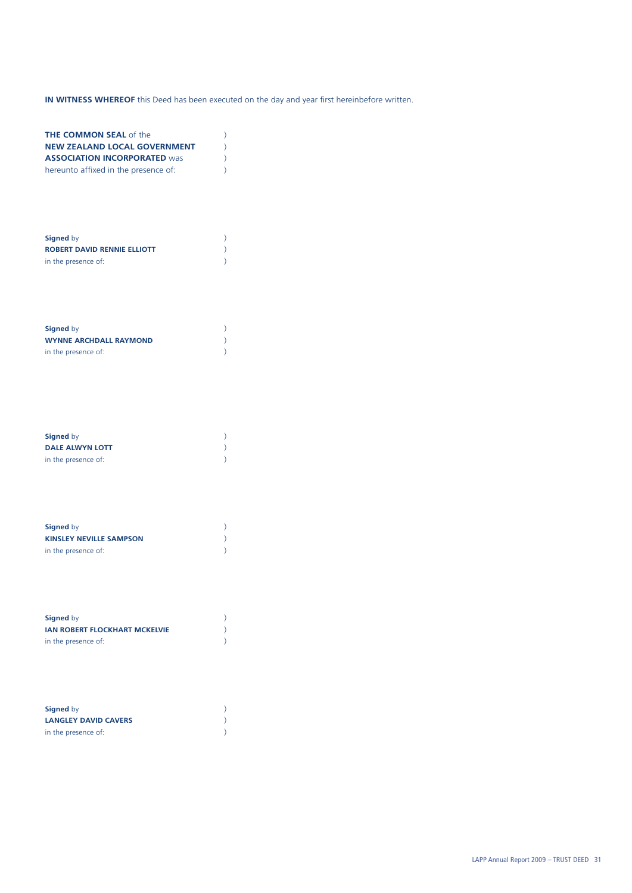**IN WITNESS WHEREOF** this Deed has been executed on the day and year first hereinbefore written.

**THE COMMON SEAL** of the )
**NEW ZEALAND LOCAL GOVERNMENT** )
**ASSOCIATION INCORPORATED** was )
hereunto affixed in the presence of: )

**Signed** by )
**ROBERT DAVID RENNIE ELLIOTT** )
in the presence of: )

**Signed** by )
**WYNNE ARCHDALL RAYMOND** )
in the presence of: )

**Signed** by )
**DALE ALWYN LOTT** )
in the presence of: )

**Signed** by )
**KINSLEY NEVILLE SAMPSON** )
in the presence of: )

**Signed** by )
**IAN ROBERT FLOCKHART MCKELVIE** )
in the presence of: )

**Signed** by )
**LANGLEY DAVID CAVERS** )
in the presence of: )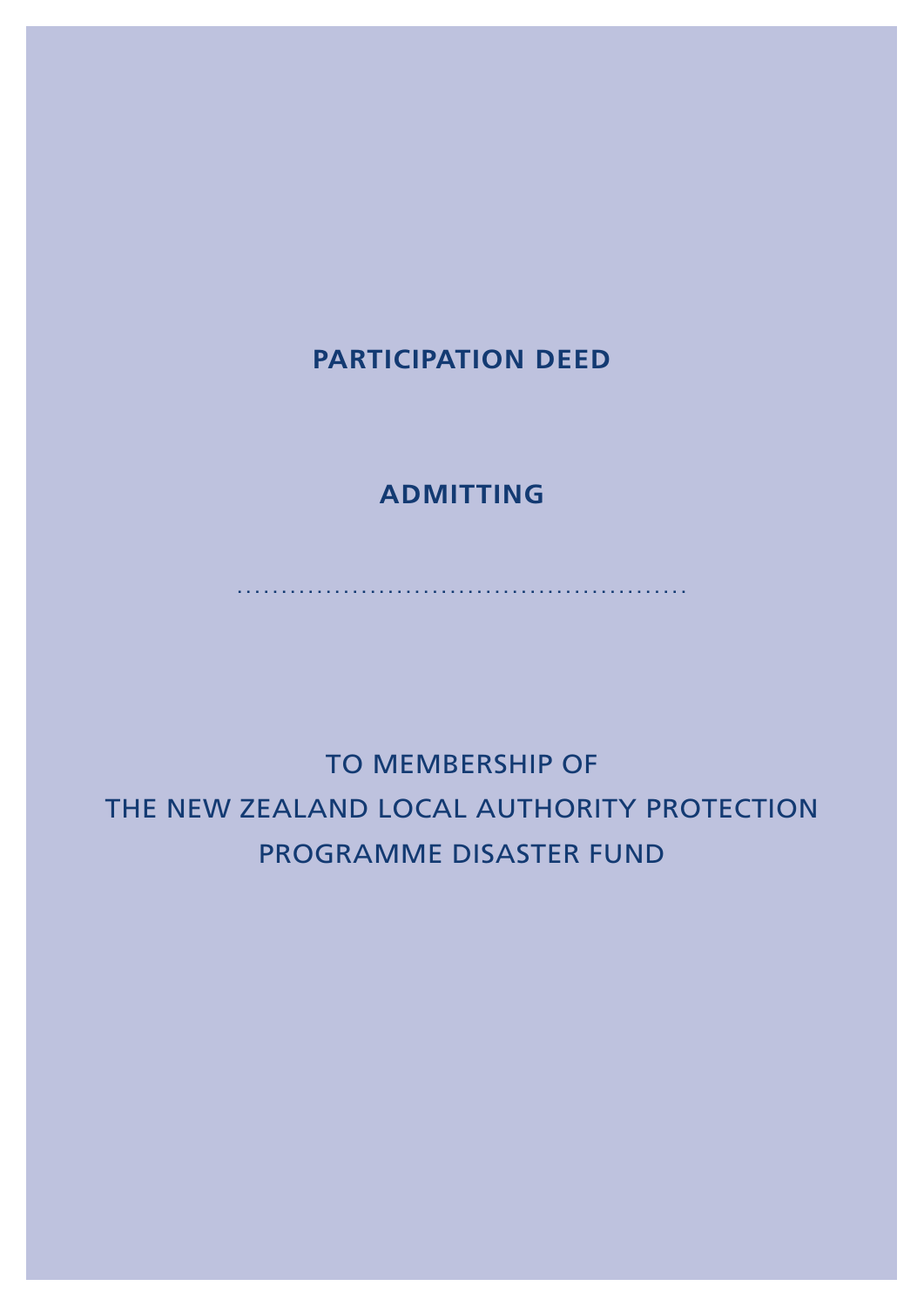**PARTICIPATION DEED**

**ADMITTING**

..................................................

TO MEMBERSHIP OF
THE NEW ZEALAND LOCAL AUTHORITY PROTECTION
PROGRAMME DISASTER FUND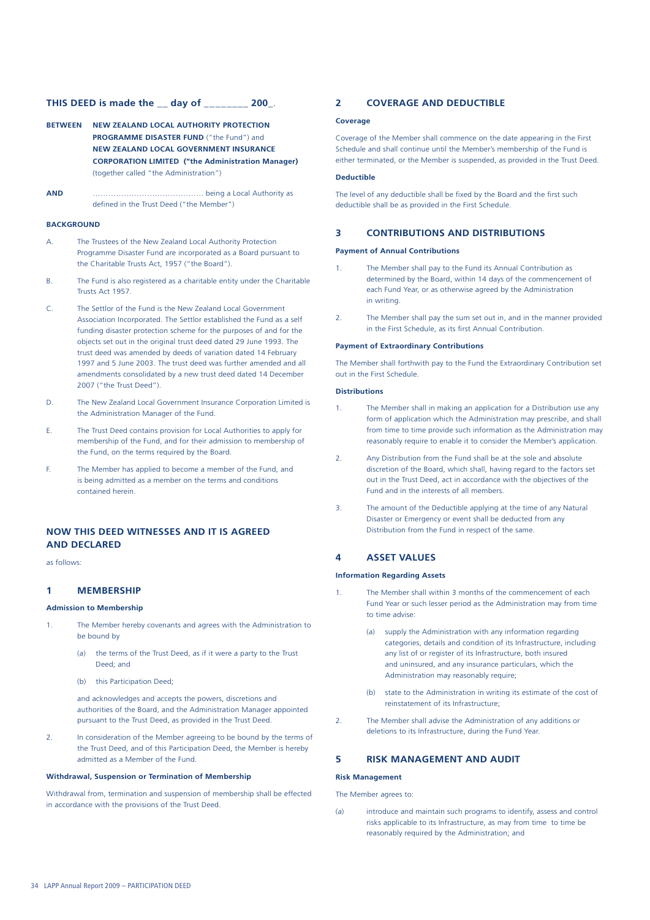**THIS DEED is made the __ day of ________ 200_.**

**BETWEEN** **NEW ZEALAND LOCAL AUTHORITY PROTECTION PROGRAMME DISASTER FUND** ("the Fund") and **NEW ZEALAND LOCAL GOVERNMENT INSURANCE CORPORATION LIMITED ("the Administration Manager)** (together called "the Administration")

**AND** ………………………………….. being a Local Authority as defined in the Trust Deed ("the Member")

**BACKGROUND**

A. The Trustees of the New Zealand Local Authority Protection Programme Disaster Fund are incorporated as a Board pursuant to the Charitable Trusts Act, 1957 ("the Board").

B. The Fund is also registered as a charitable entity under the Charitable Trusts Act 1957.

C. The Settlor of the Fund is the New Zealand Local Government Association Incorporated. The Settlor established the Fund as a self funding disaster protection scheme for the purposes of and for the objects set out in the original trust deed dated 29 June 1993. The trust deed was amended by deeds of variation dated 14 February 1997 and 5 June 2003. The trust deed was further amended and all amendments consolidated by a new trust deed dated 14 December 2007 ("the Trust Deed").

D. The New Zealand Local Government Insurance Corporation Limited is the Administration Manager of the Fund.

E. The Trust Deed contains provision for Local Authorities to apply for membership of the Fund, and for their admission to membership of the Fund, on the terms required by the Board.

F. The Member has applied to become a member of the Fund, and is being admitted as a member on the terms and conditions contained herein.

## NOW THIS DEED WITNESSES AND IT IS AGREED AND DECLARED

as follows:

## 1 MEMBERSHIP

**Admission to Membership**

1. The Member hereby covenants and agrees with the Administration to be bound by
   (a) the terms of the Trust Deed, as if it were a party to the Trust Deed; and
   (b) this Participation Deed;

   and acknowledges and accepts the powers, discretions and authorities of the Board, and the Administration Manager appointed pursuant to the Trust Deed, as provided in the Trust Deed.

2. In consideration of the Member agreeing to be bound by the terms of the Trust Deed, and of this Participation Deed, the Member is hereby admitted as a Member of the Fund.

**Withdrawal, Suspension or Termination of Membership**

Withdrawal from, termination and suspension of membership shall be effected in accordance with the provisions of the Trust Deed.

## 2 COVERAGE AND DEDUCTIBLE

**Coverage**

Coverage of the Member shall commence on the date appearing in the First Schedule and shall continue until the Member's membership of the Fund is either terminated, or the Member is suspended, as provided in the Trust Deed.

**Deductible**

The level of any deductible shall be fixed by the Board and the first such deductible shall be as provided in the First Schedule.

## 3 CONTRIBUTIONS AND DISTRIBUTIONS

**Payment of Annual Contributions**

1. The Member shall pay to the Fund its Annual Contribution as determined by the Board, within 14 days of the commencement of each Fund Year, or as otherwise agreed by the Administration in writing.

2. The Member shall pay the sum set out in, and in the manner provided in the First Schedule, as its first Annual Contribution.

**Payment of Extraordinary Contributions**

The Member shall forthwith pay to the Fund the Extraordinary Contribution set out in the First Schedule.

**Distributions**

1. The Member shall in making an application for a Distribution use any form of application which the Administration may prescribe, and shall from time to time provide such information as the Administration may reasonably require to enable it to consider the Member's application.

2. Any Distribution from the Fund shall be at the sole and absolute discretion of the Board, which shall, having regard to the factors set out in the Trust Deed, act in accordance with the objectives of the Fund and in the interests of all members.

3. The amount of the Deductible applying at the time of any Natural Disaster or Emergency or event shall be deducted from any Distribution from the Fund in respect of the same.

## 4 ASSET VALUES

**Information Regarding Assets**

1. The Member shall within 3 months of the commencement of each Fund Year or such lesser period as the Administration may from time to time advise:
   (a) supply the Administration with any information regarding categories, details and condition of its Infrastructure, including any list of or register of its Infrastructure, both insured and uninsured, and any insurance particulars, which the Administration may reasonably require;
   (b) state to the Administration in writing its estimate of the cost of reinstatement of its Infrastructure;

2. The Member shall advise the Administration of any additions or deletions to its Infrastructure, during the Fund Year.

## 5 RISK MANAGEMENT AND AUDIT

**Risk Management**

The Member agrees to:

(a) introduce and maintain such programs to identify, assess and control risks applicable to its Infrastructure, as may from time to time be reasonably required by the Administration; and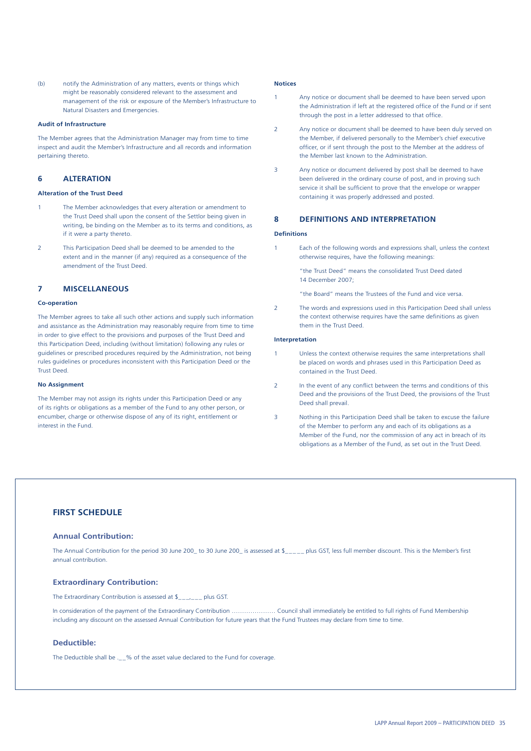(b) notify the Administration of any matters, events or things which might be reasonably considered relevant to the assessment and management of the risk or exposure of the Member's Infrastructure to Natural Disasters and Emergencies.

**Audit of Infrastructure**

The Member agrees that the Administration Manager may from time to time inspect and audit the Member's Infrastructure and all records and information pertaining thereto.

## 6 ALTERATION

**Alteration of the Trust Deed**

1 The Member acknowledges that every alteration or amendment to the Trust Deed shall upon the consent of the Settlor being given in writing, be binding on the Member as to its terms and conditions, as if it were a party thereto.

2 This Participation Deed shall be deemed to be amended to the extent and in the manner (if any) required as a consequence of the amendment of the Trust Deed.

## 7 MISCELLANEOUS

**Co-operation**

The Member agrees to take all such other actions and supply such information and assistance as the Administration may reasonably require from time to time in order to give effect to the provisions and purposes of the Trust Deed and this Participation Deed, including (without limitation) following any rules or guidelines or prescribed procedures required by the Administration, not being rules guidelines or procedures inconsistent with this Participation Deed or the Trust Deed.

**No Assignment**

The Member may not assign its rights under this Participation Deed or any of its rights or obligations as a member of the Fund to any other person, or encumber, charge or otherwise dispose of any of its right, entitlement or interest in the Fund.

**Notices**

1 Any notice or document shall be deemed to have been served upon the Administration if left at the registered office of the Fund or if sent through the post in a letter addressed to that office.

2 Any notice or document shall be deemed to have been duly served on the Member, if delivered personally to the Member's chief executive officer, or if sent through the post to the Member at the address of the Member last known to the Administration.

3 Any notice or document delivered by post shall be deemed to have been delivered in the ordinary course of post, and in proving such service it shall be sufficient to prove that the envelope or wrapper containing it was properly addressed and posted.

## 8 DEFINITIONS AND INTERPRETATION

**Definitions**

1 Each of the following words and expressions shall, unless the context otherwise requires, have the following meanings:

"the Trust Deed" means the consolidated Trust Deed dated 14 December 2007;

"the Board" means the Trustees of the Fund and vice versa.

2 The words and expressions used in this Participation Deed shall unless the context otherwise requires have the same definitions as given them in the Trust Deed.

**Interpretation**

1 Unless the context otherwise requires the same interpretations shall be placed on words and phrases used in this Participation Deed as contained in the Trust Deed.

2 In the event of any conflict between the terms and conditions of this Deed and the provisions of the Trust Deed, the provisions of the Trust Deed shall prevail.

3 Nothing in this Participation Deed shall be taken to excuse the failure of the Member to perform any and each of its obligations as a Member of the Fund, nor the commission of any act in breach of its obligations as a Member of the Fund, as set out in the Trust Deed.

## FIRST SCHEDULE

### Annual Contribution:

The Annual Contribution for the period 30 June 200_ to 30 June 200_ is assessed at $_____ plus GST, less full member discount. This is the Member's first annual contribution.

### Extraordinary Contribution:

The Extraordinary Contribution is assessed at $___,___ plus GST.

In consideration of the payment of the Extraordinary Contribution ………………… Council shall immediately be entitled to full rights of Fund Membership including any discount on the assessed Annual Contribution for future years that the Fund Trustees may declare from time to time.

### Deductible:

The Deductible shall be .__% of the asset value declared to the Fund for coverage.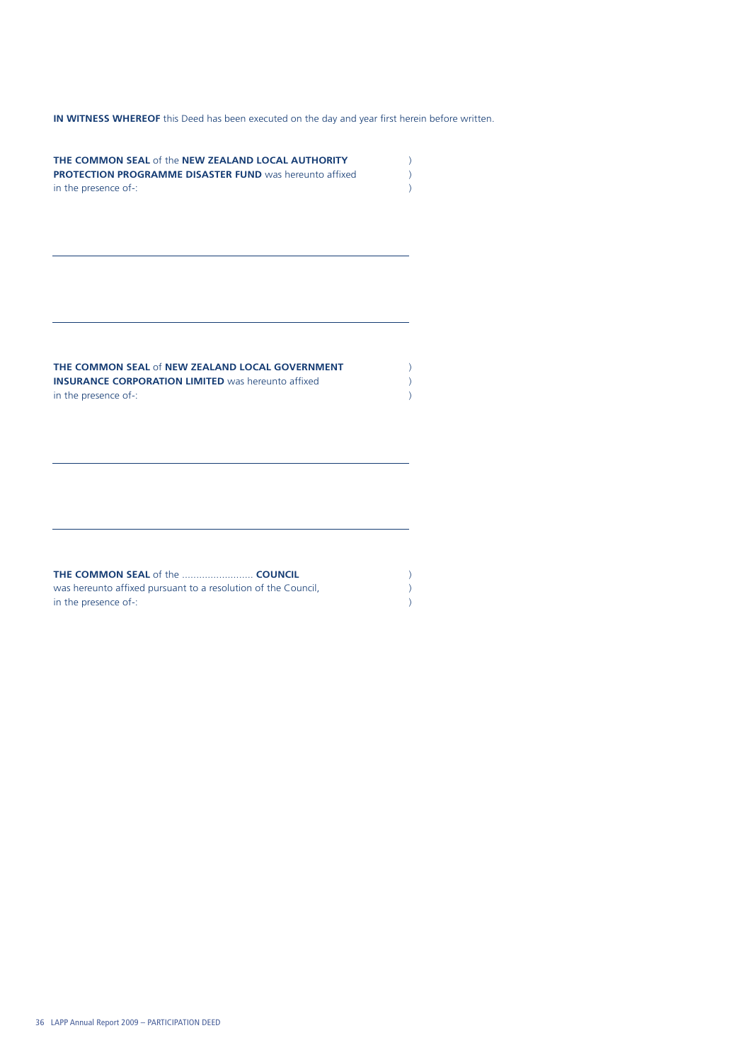**IN WITNESS WHEREOF** this Deed has been executed on the day and year first herein before written.

**THE COMMON SEAL** of the **NEW ZEALAND LOCAL AUTHORITY PROTECTION PROGRAMME DISASTER FUND** was hereunto affixed in the presence of-: )

\_\_\_\_\_\_\_\_\_\_\_\_\_\_\_\_\_\_\_\_\_\_\_\_\_\_\_\_\_\_\_\_\_\_\_\_\_\_\_\_

\_\_\_\_\_\_\_\_\_\_\_\_\_\_\_\_\_\_\_\_\_\_\_\_\_\_\_\_\_\_\_\_\_\_\_\_\_\_\_\_

**THE COMMON SEAL** of **NEW ZEALAND LOCAL GOVERNMENT INSURANCE CORPORATION LIMITED** was hereunto affixed in the presence of-: )

\_\_\_\_\_\_\_\_\_\_\_\_\_\_\_\_\_\_\_\_\_\_\_\_\_\_\_\_\_\_\_\_\_\_\_\_\_\_\_\_

\_\_\_\_\_\_\_\_\_\_\_\_\_\_\_\_\_\_\_\_\_\_\_\_\_\_\_\_\_\_\_\_\_\_\_\_\_\_\_\_

**THE COMMON SEAL** of the ........................ **COUNCIL** was hereunto affixed pursuant to a resolution of the Council, in the presence of-: )